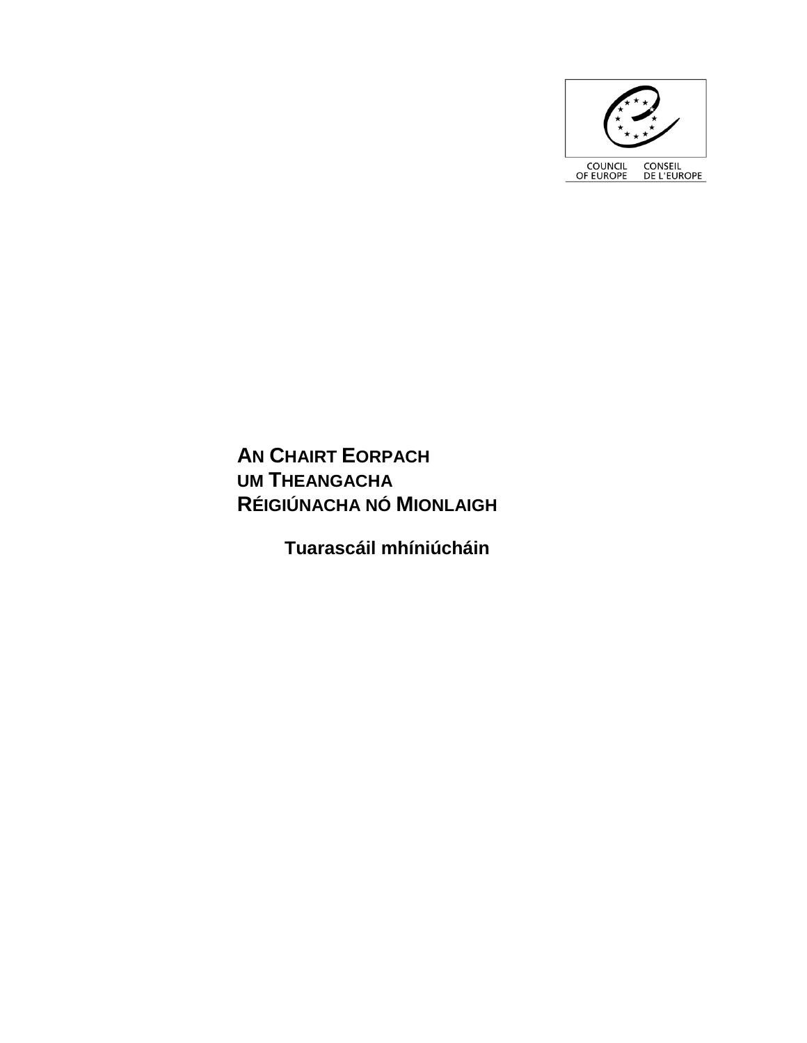COUNCIL OF EUROPE CONSEIL DE L'EUROPE

# AN CHAIRT EORPACH UM THEANGACHA RÉIGIÚNACHA NÓ MIONLAIGH

## Tuarascáil mhíniúcháin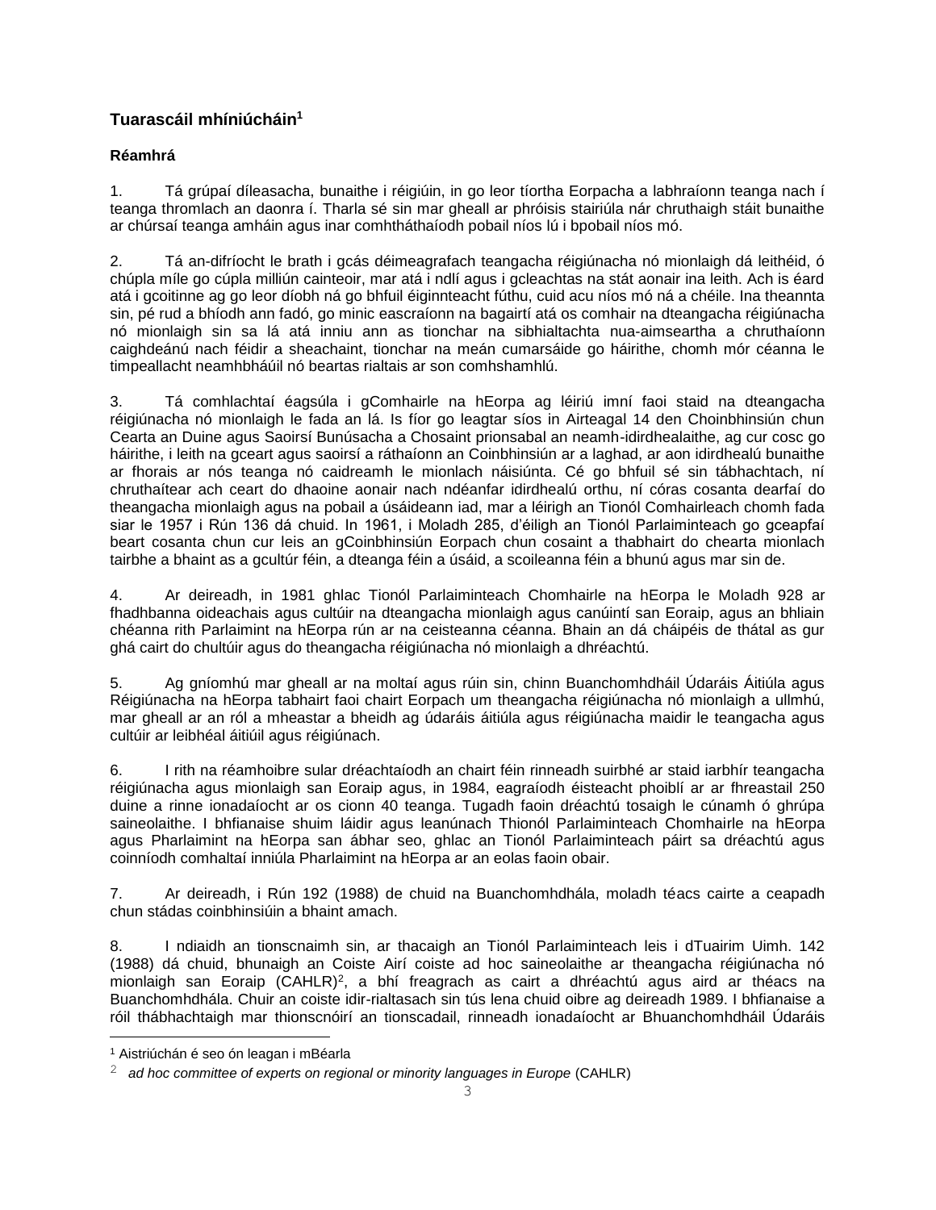## Tuarascáil mhíniúcháin[1]

### Réamhrá

1. Tá grúpaí díleasacha, bunaithe i réigiúin, in go leor tíortha Eorpacha a labhraíonn teanga nach í teanga thromlach an daonra í. Tharla sé sin mar gheall ar phróisis stairiúla nár chruthaigh stáit bunaithe ar chúrsaí teanga amháin agus inar comhtháthaíodh pobail níos lú i bpobail níos mó.

2. Tá an-difríocht le brath i gcás déimeagrafach teangacha réigiúnacha nó mionlaigh dá leithéid, ó chúpla míle go cúpla milliún cainteoir, mar atá i ndlí agus i gcleachtas na stát aonair ina leith. Ach is éard atá i gcoitinne ag go leor díobh ná go bhfuil éiginnteacht fúthu, cuid acu níos mó ná a chéile. Ina theannta sin, pé rud a bhíodh ann fadó, go minic eascraíonn na bagairtí atá os comhair na dteangacha réigiúnacha nó mionlaigh sin sa lá atá inniu ann as tionchar na sibhialtachta nua-aimseartha a chruthaíonn caighdeánú nach féidir a sheachaint, tionchar na meán cumarsáide go háirithe, chomh mór céanna le timpeallacht neamhbháúil nó beartas rialtais ar son comhshamhlú.

3. Tá comhlachtaí éagsúla i gComhairle na hEorpa ag léiriú imní faoi staid na dteangacha réigiúnacha nó mionlaigh le fada an lá. Is fíor go leagtar síos in Airteagal 14 den Choinbhinsiún chun Cearta an Duine agus Saoirsí Bunúsacha a Chosaint prionsabal an neamh-idirdhealaithe, ag cur cosc go háirithe, i leith na gceart agus saoirsí a ráthaíonn an Coinbhinsiún ar a laghad, ar aon idirdhealú bunaithe ar fhorais ar nós teanga nó caidreamh le mionlach náisiúnta. Cé go bhfuil sé sin tábhachtach, ní chruthaítear ach ceart do dhaoine aonair nach ndéanfar idirdhealú orthu, ní córas cosanta dearfaí do theangacha mionlaigh agus na pobail a úsáideann iad, mar a léirigh an Tionól Comhairleach chomh fada siar le 1957 i Rún 136 dá chuid. In 1961, i Moladh 285, d'éiligh an Tionól Parlaiminteach go gceapfaí beart cosanta chun cur leis an gCoinbhinsiún Eorpach chun cosaint a thabhairt do chearta mionlach tairbhe a bhaint as a gcultúr féin, a dteanga féin a úsáid, a scoileanna féin a bhunú agus mar sin de.

4. Ar deireadh, in 1981 ghlac Tionól Parlaiminteach Chomhairle na hEorpa le Moladh 928 ar fhadhbanna oideachais agus cultúir na dteangacha mionlaigh agus canúintí san Eoraip, agus an bhliain chéanna rith Parlaimint na hEorpa rún ar na ceisteanna céanna. Bhain an dá cháipéis de thátal as gur ghá cairt do chultúir agus do theangacha réigiúnacha nó mionlaigh a dhréachtú.

5. Ag gníomhú mar gheall ar na moltaí agus rúin sin, chinn Buanchomhdháil Údaráis Áitiúla agus Réigiúnacha na hEorpa tabhairt faoi chairt Eorpach um theangacha réigiúnacha nó mionlaigh a ullmhú, mar gheall ar an ról a mheastar a bheidh ag údaráis áitiúla agus réigiúnacha maidir le teangacha agus cultúir ar leibhéal áitiúil agus réigiúnach.

6. I rith na réamhoibre sular dréachtaíodh an chairt féin rinneadh suirbhé ar staid iarbhír teangacha réigiúnacha agus mionlaigh san Eoraip agus, in 1984, eagraíodh éisteacht phoiblí ar ar fhreastail 250 duine a rinne ionadaíocht ar os cionn 40 teanga. Tugadh faoin dréachtú tosaigh le cúnamh ó ghrúpa saineolaithe. I bhfianaise shuim láidir agus leanúnach Thionól Parlaiminteach Chomhairle na hEorpa agus Pharlaimint na hEorpa san ábhar seo, ghlac an Tionól Parlaiminteach páirt sa dréachtú agus coinníodh comhaltaí inniúla Pharlaimint na hEorpa ar an eolas faoin obair.

7. Ar deireadh, i Rún 192 (1988) de chuid na Buanchomhdhála, moladh téacs cairte a ceapadh chun stádas coinbhinsiúin a bhaint amach.

8. I ndiaidh an tionscnaimh sin, ar thacaigh an Tionól Parlaiminteach leis i dTuairim Uimh. 142 (1988) dá chuid, bhunaigh an Coiste Airí coiste ad hoc saineolaithe ar theangacha réigiúnacha nó mionlaigh san Eoraip (CAHLR)[2], a bhí freagrach as cairt a dhréachtú agus aird ar théacs na Buanchomhdhála. Chuir an coiste idir-rialtasach sin tús lena chuid oibre ag deireadh 1989. I bhfianaise a róil thábhachtaigh mar thionscnóirí an tionscadail, rinneadh ionadaíocht ar Bhuanchomhdháil Údaráis

---

[1] Aistriúchán é seo ón leagan i mBéarla

[2] *ad hoc committee of experts on regional or minority languages in Europe* (CAHLR)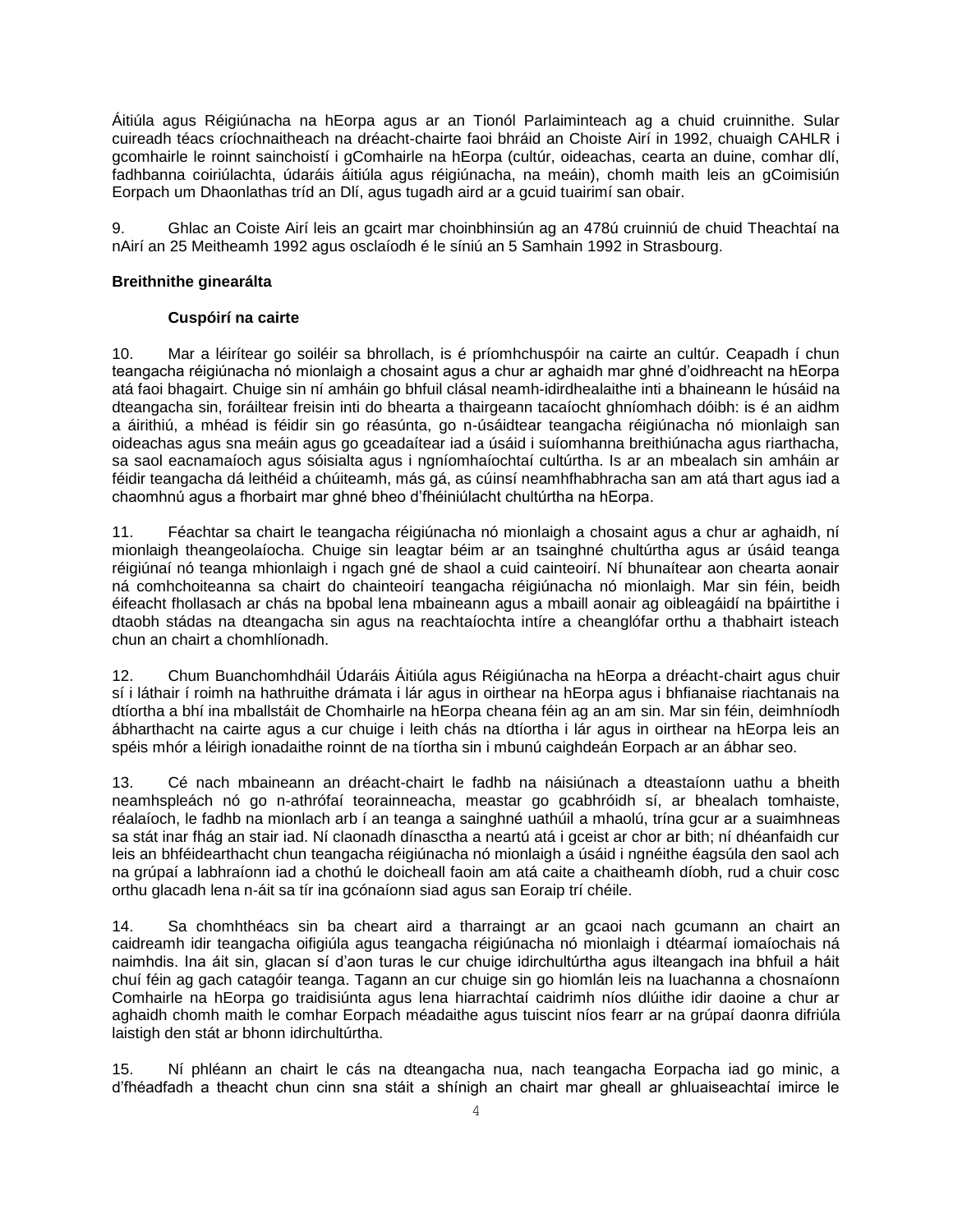Áitiúla agus Réigiúnacha na hEorpa agus ar an Tionól Parlaiminteach ag a chuid cruinnithe. Sular cuireadh téacs críochnaitheach na dréacht-chairte faoi bhráid an Choiste Airí in 1992, chuaigh CAHLR i gcomhairle le roinnt sainchoistí i gComhairle na hEorpa (cultúr, oideachas, cearta an duine, comhar dlí, fadhbanna coiriúlachta, údaráis áitiúla agus réigiúnacha, na meáin), chomh maith leis an gCoimisiún Eorpach um Dhaonlathas tríd an Dlí, agus tugadh aird ar a gcuid tuairimí san obair.

9. Ghlac an Coiste Airí leis an gcairt mar choinbhinsiún ag an 478ú cruinniú de chuid Theachtaí na nAirí an 25 Meitheamh 1992 agus osclaíodh é le síniú an 5 Samhain 1992 in Strasbourg.

**Breithnithe ginearálta**

**Cuspóirí na cairte**

10. Mar a léirítear go soiléir sa bhrollach, is é príomhchuspóir na cairte an cultúr. Ceapadh í chun teangacha réigiúnacha nó mionlaigh a chosaint agus a chur ar aghaidh mar ghné d'oidhreacht na hEorpa atá faoi bhagairt. Chuige sin ní amháin go bhfuil clásal neamh-idirdhealaithe inti a bhaineann le húsáid na dteangacha sin, foráiltear freisin inti do bhearta a thairgeann tacaíocht ghníomhach dóibh: is é an aidhm a áirithiú, a mhéad is féidir sin go réasúnta, go n-úsáidtear teangacha réigiúnacha nó mionlaigh san oideachas agus sna meáin agus go gceadaítear iad a úsáid i suíomhanna breithiúnacha agus riarthacha, sa saol eacnamaíoch agus sóisialta agus i ngníomhaíochtaí cultúrtha. Is ar an mbealach sin amháin ar féidir teangacha dá leithéid a chúiteamh, más gá, as cúinsí neamhfhabhracha san am atá thart agus iad a chaomhnú agus a fhorbairt mar ghné bheo d'fhéiniúlacht chultúrtha na hEorpa.

11. Féachtar sa chairt le teangacha réigiúnacha nó mionlaigh a chosaint agus a chur ar aghaidh, ní mionlaigh theangeolaíocha. Chuige sin leagtar béim ar an tsainghné chultúrtha agus ar úsáid teanga réigiúnaí nó teanga mhionlaigh i ngach gné de shaol a cuid cainteoirí. Ní bhunaítear aon chearta aonair ná comhchoiteanna sa chairt do chainteoirí teangacha réigiúnacha nó mionlaigh. Mar sin féin, beidh éifeacht fhollasach ar chás na bpobal lena mbaineann agus a mbaill aonair ag oibleagáidí na bpáirtithe i dtaobh stádas na dteangacha sin agus na reachtaíochta intíre a cheanglófar orthu a thabhairt isteach chun an chairt a chomhlíonadh.

12. Chum Buanchomhdháil Údaráis Áitiúla agus Réigiúnacha na hEorpa a dréacht-chairt agus chuir sí i láthair í roimh na hathruithe drámata i lár agus in oirthear na hEorpa agus i bhfianaise riachtanais na dtíortha a bhí ina mballstáit de Chomhairle na hEorpa cheana féin ag an am sin. Mar sin féin, deimhníodh ábharthacht na cairte agus a cur chuige i leith chás na dtíortha i lár agus in oirthear na hEorpa leis an spéis mhór a léirigh ionadaithe roinnt de na tíortha sin i mbunú caighdeán Eorpach ar an ábhar seo.

13. Cé nach mbaineann an dréacht-chairt le fadhb na náisiúnach a dteastaíonn uathu a bheith neamhspleách nó go n-athrófaí teorainneacha, meastar go gcabhróidh sí, ar bhealach tomhaiste, réalaíoch, le fadhb na mionlach arb í an teanga a sainghné uathúil a mhaolú, trína gcur ar a suaimhneas sa stát inar fhág an stair iad. Ní claonadh dínasctha a neartú atá i gceist ar chor ar bith; ní dhéanfaidh cur leis an bhféidearthacht chun teangacha réigiúnacha nó mionlaigh a úsáid i ngnéithe éagsúla den saol ach na grúpaí a labhraíonn iad a chothú le doicheall faoin am atá caite a chaitheamh díobh, rud a chuir cosc orthu glacadh lena n-áit sa tír ina gcónaíonn siad agus san Eoraip trí chéile.

14. Sa chomhthéacs sin ba cheart aird a tharraingt ar an gcaoi nach gcumann an chairt an caidreamh idir teangacha oifigiúla agus teangacha réigiúnacha nó mionlaigh i dtéarmaí iomaíochais ná naimhdis. Ina áit sin, glacan sí d'aon turas le cur chuige idirchultúrtha agus ilteangach ina bhfuil a háit chuí féin ag gach catagóir teanga. Tagann an cur chuige sin go hiomlán leis na luachanna a chosnaíonn Comhairle na hEorpa go traidisiúnta agus lena hiarrachtaí caidrimh níos dlúithe idir daoine a chur ar aghaidh chomh maith le comhar Eorpach méadaithe agus tuiscint níos fearr ar na grúpaí daonra difriúla laistigh den stát ar bhonn idirchultúrtha.

15. Ní phléann an chairt le cás na dteangacha nua, nach teangacha Eorpacha iad go minic, a d'fhéadfadh a theacht chun cinn sna stáit a shínigh an chairt mar gheall ar ghluaiseachtaí imirce le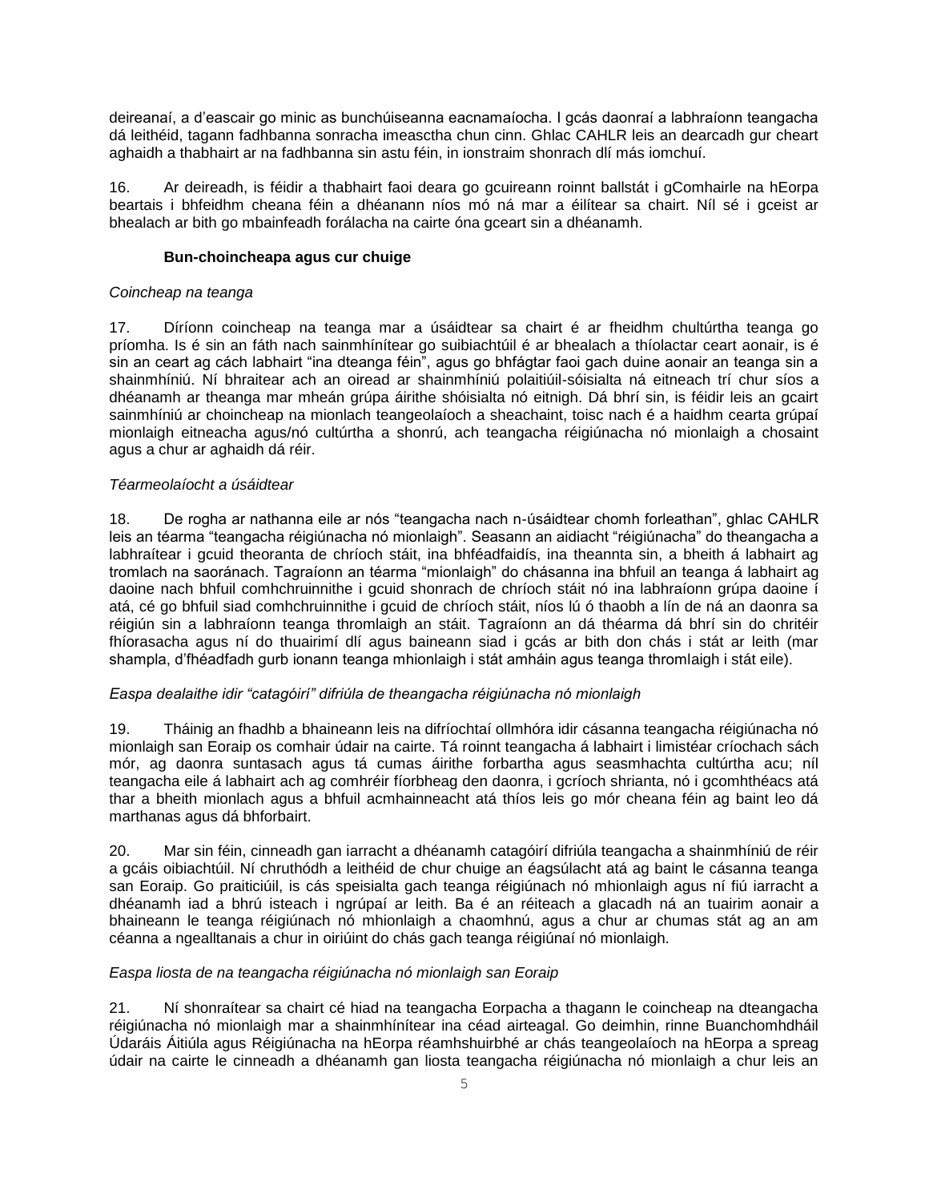deireanaí, a d'eascair go minic as bunchúiseanna eacnamaíocha. I gcás daonraí a labhraíonn teangacha dá leithéid, tagann fadhbanna sonracha imeasctha chun cinn. Ghlac CAHLR leis an dearcadh gur cheart aghaidh a thabhairt ar na fadhbanna sin astu féin, in ionstraim shonrach dlí más iomchuí.

16. Ar deireadh, is féidir a thabhairt faoi deara go gcuireann roinnt ballstát i gComhairle na hEorpa beartais i bhfeidhm cheana féin a dhéanann níos mó ná mar a éilítear sa chairt. Níl sé i gceist ar bhealach ar bith go mbainfeadh forálacha na cairte óna gceart sin a dhéanamh.

**Bun-choincheapa agus cur chuige**

*Coincheap na teanga*

17. Díríonn coincheap na teanga mar a úsáidtear sa chairt é ar fheidhm chultúrtha teanga go príomha. Is é sin an fáth nach sainmhínítear go suibiachtúil é ar bhealach a thíolactar ceart aonair, is é sin an ceart ag cách labhairt "ina dteanga féin", agus go bhfágtar faoi gach duine aonair an teanga sin a shainmhíniú. Ní bhraitear ach an oiread ar shainmhíniú polaitiúil-sóisialta ná eitneach trí chur síos a dhéanamh ar theanga mar mheán grúpa áirithe shóisialta nó eitnigh. Dá bhrí sin, is féidir leis an gcairt sainmhíniú ar choincheap na mionlach teangeolaíoch a sheachaint, toisc nach é a haidhm cearta grúpaí mionlaigh eitneacha agus/nó cultúrtha a shonrú, ach teangacha réigiúnacha nó mionlaigh a chosaint agus a chur ar aghaidh dá réir.

*Téarmeolaíocht a úsáidtear*

18. De rogha ar nathanna eile ar nós "teangacha nach n-úsáidtear chomh forleathan", ghlac CAHLR leis an téarma "teangacha réigiúnacha nó mionlaigh". Seasann an aidiacht "réigiúnacha" do theangacha a labhraítear i gcuid theoranta de chríoch stáit, ina bhféadfaidís, ina theannta sin, a bheith á labhairt ag tromlach na saoránach. Tagraíonn an téarma "mionlaigh" do chásanna ina bhfuil an teanga á labhairt ag daoine nach bhfuil comhchruinnithe i gcuid shonrach de chríoch stáit nó ina labhraíonn grúpa daoine í atá, cé go bhfuil siad comhchruinnithe i gcuid de chríoch stáit, níos lú ó thaobh a lín de ná an daonra sa réigiún sin a labhraíonn teanga thromlaigh an stáit. Tagraíonn an dá théarma dá bhrí sin do chritéir fhíorasacha agus ní do thuairimí dlí agus baineann siad i gcás ar bith don chás i stát ar leith (mar shampla, d'fhéadfadh gurb ionann teanga mhionlaigh i stát amháin agus teanga thromlaigh i stát eile).

*Easpa dealaithe idir "catagóirí" difriúla de theangacha réigiúnacha nó mionlaigh*

19. Tháinig an fhadhb a bhaineann leis na difríochtaí ollmhóra idir cásanna teangacha réigiúnacha nó mionlaigh san Eoraip os comhair údair na cairte. Tá roinnt teangacha á labhairt i limistéar críochach sách mór, ag daonra suntasach agus tá cumas áirithe forbartha agus seasmhachta cultúrtha acu; níl teangacha eile á labhairt ach ag comhréir fíorbheag den daonra, i gcríoch shrianta, nó i gcomhthéacs atá thar a bheith mionlach agus a bhfuil acmhainneacht atá thíos leis go mór cheana féin ag baint leo dá marthanas agus dá bhforbairt.

20. Mar sin féin, cinneadh gan iarracht a dhéanamh catagóirí difriúla teangacha a shainmhíniú de réir a gcáis oibiachtúil. Ní chruthódh a leithéid de chur chuige an éagsúlacht atá ag baint le cásanna teanga san Eoraip. Go praiticiúil, is cás speisialta gach teanga réigiúnach nó mhionlaigh agus ní fiú iarracht a dhéanamh iad a bhrú isteach i ngrúpaí ar leith. Ba é an réiteach a glacadh ná an tuairim aonair a bhaineann le teanga réigiúnach nó mhionlaigh a chaomhnú, agus a chur ar chumas stát ag an am céanna a ngealltanais a chur in oiriúint do chás gach teanga réigiúnaí nó mionlaigh.

*Easpa liosta de na teangacha réigiúnacha nó mionlaigh san Eoraip*

21. Ní shonraítear sa chairt cé hiad na teangacha Eorpacha a thagann le coincheap na dteangacha réigiúnacha nó mionlaigh mar a shainmhínítear ina céad airteagal. Go deimhin, rinne Buanchomhdháil Údaráis Áitiúla agus Réigiúnacha na hEorpa réamhshuirbhé ar chás teangeolaíoch na hEorpa a spreag údair na cairte le cinneadh a dhéanamh gan liosta teangacha réigiúnacha nó mionlaigh a chur leis an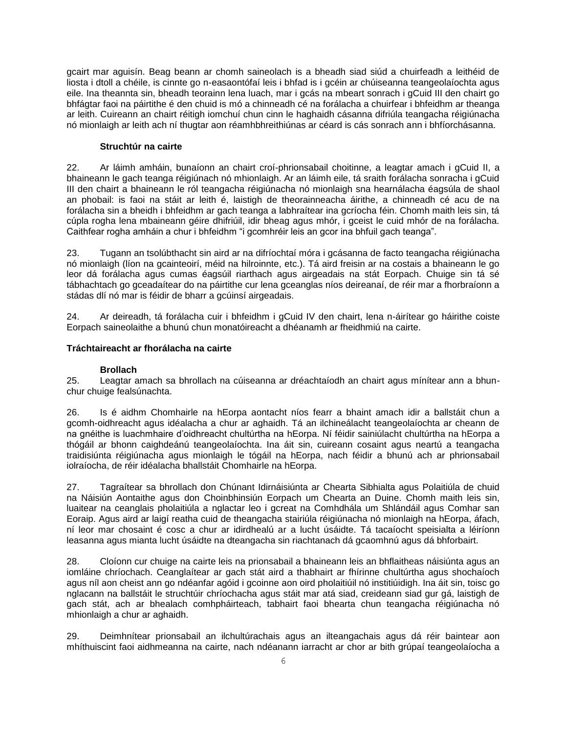gcairt mar aguisín. Beag beann ar chomh saineolach is a bheadh siad siúd a chuirfeadh a leithéid de liosta i dtoll a chéile, is cinnte go n-easaontófaí leis i bhfad is i gcéin ar chúiseanna teangeolaíochta agus eile. Ina theannta sin, bheadh teorainn lena luach, mar i gcás na mbeart sonrach i gCuid III den chairt go bhfágtar faoi na páirtithe é den chuid is mó a chinneadh cé na forálacha a chuirfear i bhfeidhm ar theanga ar leith. Cuireann an chairt réitigh iomchuí chun cinn le haghaidh cásanna difriúla teangacha réigiúnacha nó mionlaigh ar leith ach ní thugtar aon réamhbhreithiúnas ar céard is cás sonrach ann i bhfíorchásanna.

### Struchtúr na cairte

22. Ar láimh amháin, bunaíonn an chairt croí-phrionsabail choitinne, a leagtar amach i gCuid II, a bhaineann le gach teanga réigiúnach nó mhionlaigh. Ar an láimh eile, tá sraith forálacha sonracha i gCuid III den chairt a bhaineann le ról teangacha réigiúnacha nó mionlaigh sna hearnálacha éagsúla de shaol an phobail: is faoi na stáit ar leith é, laistigh de theorainneacha áirithe, a chinneadh cé acu de na forálacha sin a bheidh i bhfeidhm ar gach teanga a labhraítear ina gcríocha féin. Chomh maith leis sin, tá cúpla rogha lena mbaineann géire dhifriúil, idir bheag agus mhór, i gceist le cuid mhór de na forálacha. Caithfear rogha amháin a chur i bhfeidhm "i gcomhréir leis an gcor ina bhfuil gach teanga".

23. Tugann an tsolúbthacht sin aird ar na difríochtaí móra i gcásanna de facto teangacha réigiúnacha nó mionlaigh (líon na gcainteoirí, méid na hilroinnte, etc.). Tá aird freisin ar na costais a bhaineann le go leor dá forálacha agus cumas éagsúil riarthach agus airgeadais na stát Eorpach. Chuige sin tá sé tábhachtach go gceadaítear do na páirtithe cur lena gceanglas níos deireanaí, de réir mar a fhorbraíonn a stádas dlí nó mar is féidir de bharr a gcúinsí airgeadais.

24. Ar deireadh, tá forálacha cuir i bhfeidhm i gCuid IV den chairt, lena n-áirítear go háirithe coiste Eorpach saineolaithe a bhunú chun monatóireacht a dhéanamh ar fheidhmiú na cairte.

## Tráchtaireacht ar fhorálacha na cairte

### Brollach

25. Leagtar amach sa bhrollach na cúiseanna ar dréachtaíodh an chairt agus mínítear ann a bhun-chur chuige fealsúnachta.

26. Is é aidhm Chomhairle na hEorpa aontacht níos fearr a bhaint amach idir a ballstáit chun a gcomh-oidhreacht agus idéalacha a chur ar aghaidh. Tá an ilchineálacht teangeolaíochta ar cheann de na gnéithe is luachmhaire d'oidhreacht chultúrtha na hEorpa. Ní féidir sainiúlacht chultúrtha na hEorpa a thógáil ar bhonn caighdeánú teangeolaíochta. Ina áit sin, cuireann cosaint agus neartú a teangacha traidisiúnta réigiúnacha agus mionlaigh le tógáil na hEorpa, nach féidir a bhunú ach ar phrionsabail iolraíocha, de réir idéalacha bhallstáit Chomhairle na hEorpa.

27. Tagraítear sa bhrollach don Chúnant Idirnáisiúnta ar Chearta Sibhialta agus Polaitiúla de chuid na Náisiún Aontaithe agus don Choinbhinsiún Eorpach um Chearta an Duine. Chomh maith leis sin, luaitear na ceanglais pholaitiúla a nglactar leo i gcreat na Comhdhála um Shlándáil agus Comhar san Eoraip. Agus aird ar laigí reatha cuid de theangacha stairiúla réigiúnacha nó mionlaigh na hEorpa, áfach, ní leor mar chosaint é cosc a chur ar idirdhealú ar a lucht úsáidte. Tá tacaíocht speisialta a léiríonn leasanna agus mianta lucht úsáidte na dteangacha sin riachtanach dá gcaomhnú agus dá bhforbairt.

28. Cloíonn cur chuige na cairte leis na prionsabail a bhaineann leis an bhflaitheas náisiúnta agus an iomláine chríochach. Ceanglaítear ar gach stát aird a thabhairt ar fhírinne chultúrtha agus shochaíoch agus níl aon cheist ann go ndéanfar agóid i gcoinne aon oird pholaitiúil nó institiúidigh. Ina áit sin, toisc go nglacann na ballstáit le struchtúir chríochacha agus stáit mar atá siad, creideann siad gur gá, laistigh de gach stát, ach ar bhealach comhpháirteach, tabhairt faoi bhearta chun teangacha réigiúnacha nó mhionlaigh a chur ar aghaidh.

29. Deimhnítear prionsabail an ilchultúrachais agus an ilteangachais agus dá réir baintear aon mhíthuiscint faoi aidhmeanna na cairte, nach ndéanann iarracht ar chor ar bith grúpaí teangeolaíocha a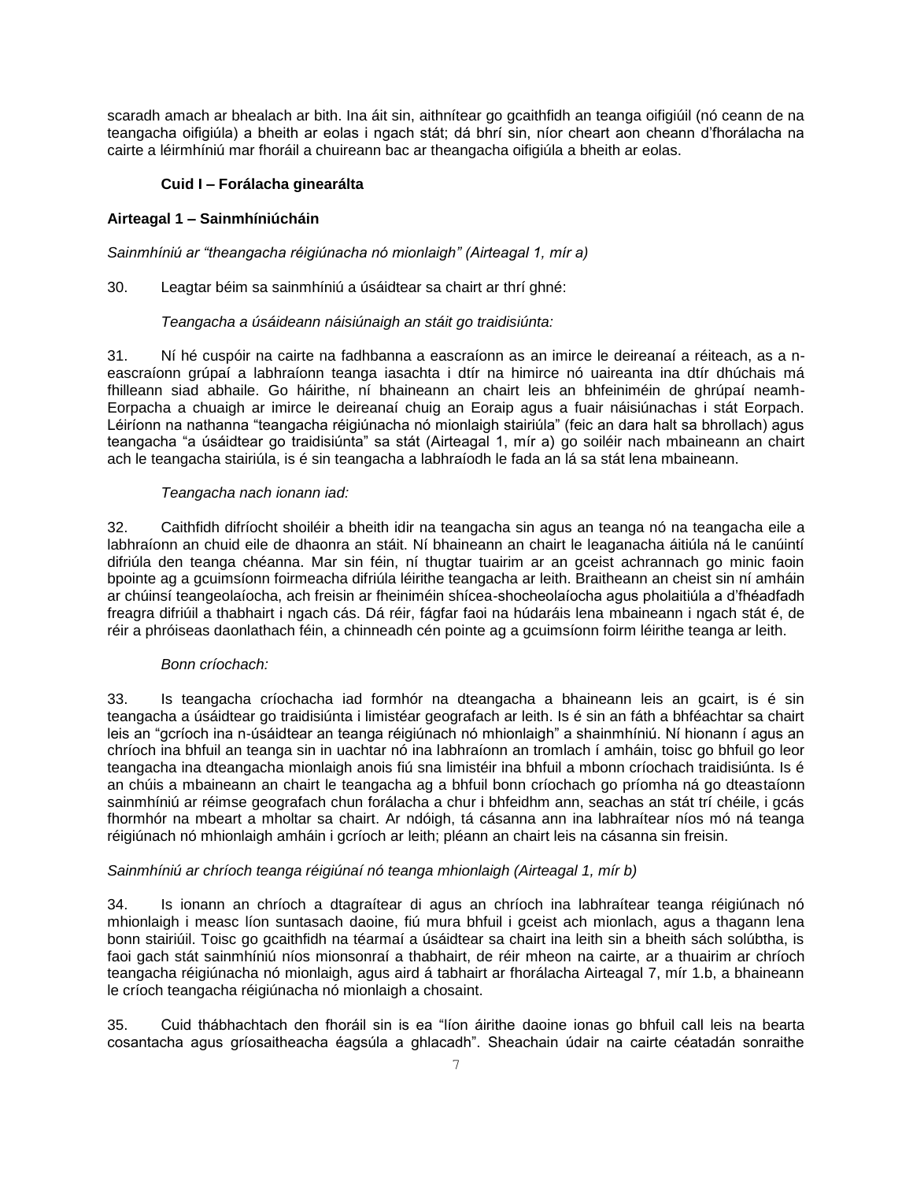scaradh amach ar bhealach ar bith. Ina áit sin, aithnítear go gcaithfidh an teanga oifigiúil (nó ceann de na teangacha oifigiúla) a bheith ar eolas i ngach stát; dá bhrí sin, níor cheart aon cheann d'fhorálacha na cairte a léirmhíniú mar fhoráil a chuireann bac ar theangacha oifigiúla a bheith ar eolas.

### Cuid I – Forálacha ginearálta

#### Airteagal 1 – Sainmhíniúcháin

*Sainmhíniú ar "theangacha réigiúnacha nó mionlaigh" (Airteagal 1, mír a)*

30. Leagtar béim sa sainmhíniú a úsáidtear sa chairt ar thrí ghné:

*Teangacha a úsáideann náisiúnaigh an stáit go traidisiúnta:*

31. Ní hé cuspóir na cairte na fadhbanna a eascraíonn as an imirce le deireanaí a réiteach, as a n-eascraíonn grúpaí a labhraíonn teanga iasachta i dtír na himirce nó uaireanta ina dtír dhúchais má fhilleann siad abhaile. Go háirithe, ní bhaineann an chairt leis an bhfeiniméin de ghrúpaí neamh-Eorpacha a chuaigh ar imirce le deireanaí chuig an Eoraip agus a fuair náisiúnachas i stát Eorpach. Léiríonn na nathanna "teangacha réigiúnacha nó mionlaigh stairiúla" (feic an dara halt sa bhrollach) agus teangacha "a úsáidtear go traidisiúnta" sa stát (Airteagal 1, mír a) go soiléir nach mbaineann an chairt ach le teangacha stairiúla, is é sin teangacha a labhraíodh le fada an lá sa stát lena mbaineann.

*Teangacha nach ionann iad:*

32. Caithfidh difríocht shoiléir a bheith idir na teangacha sin agus an teanga nó na teangacha eile a labhraíonn an chuid eile de dhaonra an stáit. Ní bhaineann an chairt le leaganacha áitiúla ná le canúintí difriúla den teanga chéanna. Mar sin féin, ní thugtar tuairim ar an gceist achrannach go minic faoin bpointe ag a gcuimsíonn foirmeacha difriúla léirithe teangacha ar leith. Braitheann an cheist sin ní amháin ar chúinsí teangeolaíocha, ach freisin ar fheiniméin shícea-shocheolaíocha agus pholaitiúla a d'fhéadfadh freagra difriúil a thabhairt i ngach cás. Dá réir, fágfar faoi na húdaráis lena mbaineann i ngach stát é, de réir a phróiseas daonlathach féin, a chinneadh cén pointe ag a gcuimsíonn foirm léirithe teanga ar leith.

*Bonn críochach:*

33. Is teangacha críochacha iad formhór na dteangacha a bhaineann leis an gcairt, is é sin teangacha a úsáidtear go traidisiúnta i limistéar geografach ar leith. Is é sin an fáth a bhféachtar sa chairt leis an "gcríoch ina n-úsáidtear an teanga réigiúnach nó mhionlaigh" a shainmhíniú. Ní hionann í agus an chríoch ina bhfuil an teanga sin in uachtar nó ina labhraíonn an tromlach í amháin, toisc go bhfuil go leor teangacha ina dteangacha mionlaigh anois fiú sna limistéir ina bhfuil a mbonn críochach traidisiúnta. Is é an chúis a mbaineann an chairt le teangacha ag a bhfuil bonn críochach go príomha ná go dteastaíonn sainmhíniú ar réimse geografach chun forálacha a chur i bhfeidhm ann, seachas an stát trí chéile, i gcás fhormhór na mbeart a mholtar sa chairt. Ar ndóigh, tá cásanna ann ina labhraítear níos mó ná teanga réigiúnach nó mhionlaigh amháin i gcríoch ar leith; pléann an chairt leis na cásanna sin freisin.

*Sainmhíniú ar chríoch teanga réigiúnaí nó teanga mhionlaigh (Airteagal 1, mír b)*

34. Is ionann an chríoch a dtagraítear di agus an chríoch ina labhraítear teanga réigiúnach nó mhionlaigh i measc líon suntasach daoine, fiú mura bhfuil i gceist ach mionlach, agus a thagann lena bonn stairiúil. Toisc go gcaithfidh na téarmaí a úsáidtear sa chairt ina leith sin a bheith sách solúbtha, is faoi gach stát sainmhíniú níos mionsonraí a thabhairt, de réir mheon na cairte, ar a thuairim ar chríoch teangacha réigiúnacha nó mionlaigh, agus aird á tabhairt ar fhorálacha Airteagal 7, mír 1.b, a bhaineann le críoch teangacha réigiúnacha nó mionlaigh a chosaint.

35. Cuid thábhachtach den fhoráil sin is ea "líon áirithe daoine ionas go bhfuil call leis na bearta cosantacha agus gríosaitheacha éagsúla a ghlacadh". Sheachain údair na cairte céatadán sonraithe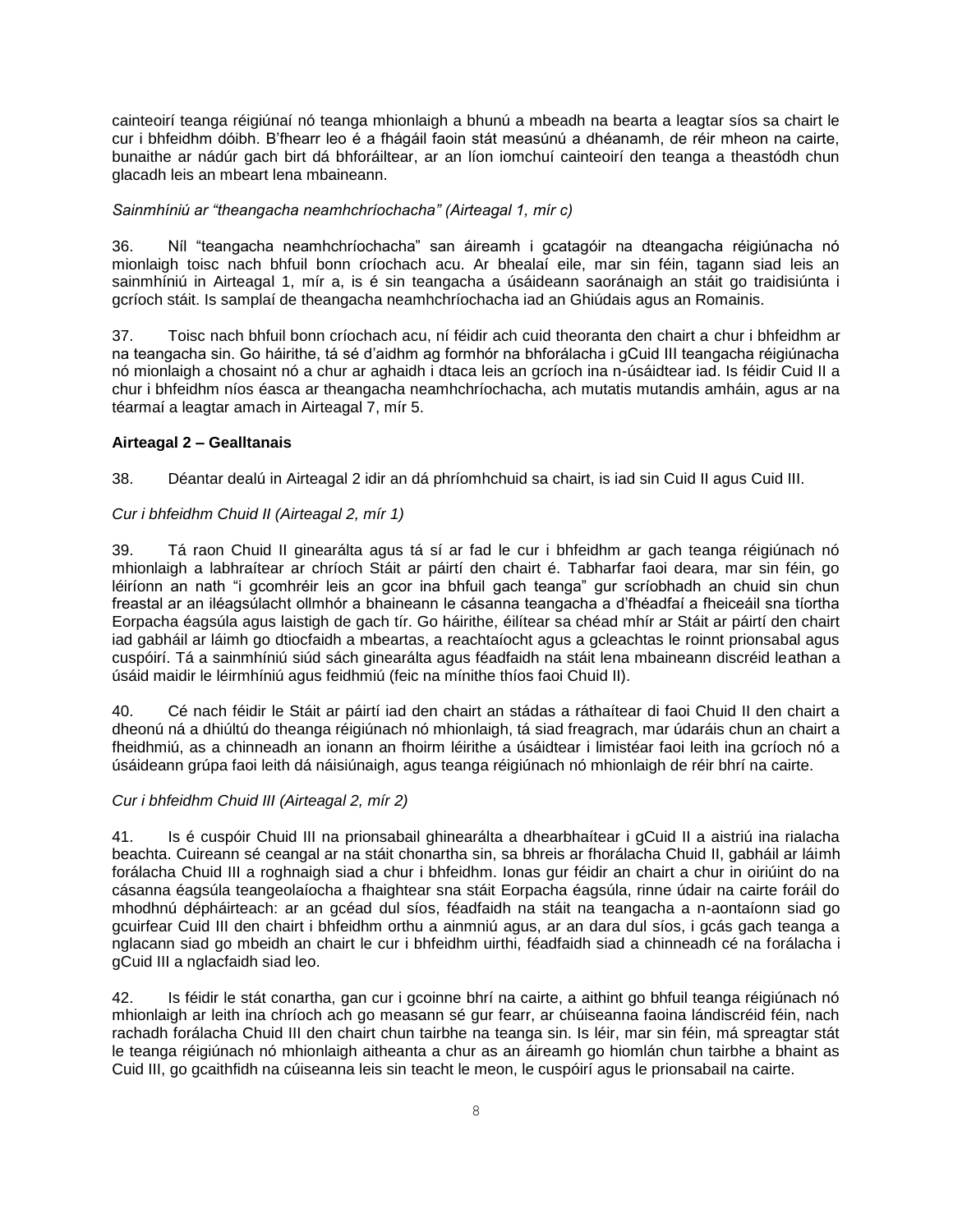cainteoirí teanga réigiúnaí nó teanga mhionlaigh a bhunú a mbeadh na bearta a leagtar síos sa chairt le cur i bhfeidhm dóibh. B'fhearr leo é a fhágáil faoin stát measúnú a dhéanamh, de réir mheon na cairte, bunaithe ar nádúr gach birt dá bhforáiltear, ar an líon iomchuí cainteoirí den teanga a theastódh chun glacadh leis an mbeart lena mbaineann.

*Sainmhíniú ar "theangacha neamhchríochacha" (Airteagal 1, mír c)*

36. Níl "teangacha neamhchríochacha" san áireamh i gcatagóir na dteangacha réigiúnacha nó mionlaigh toisc nach bhfuil bonn críochach acu. Ar bhealaí eile, mar sin féin, tagann siad leis an sainmhíniú in Airteagal 1, mír a, is é sin teangacha a úsáideann saoránaigh an stáit go traidisiúnta i gcríoch stáit. Is samplaí de theangacha neamhchríochacha iad an Ghiúdais agus an Romainis.

37. Toisc nach bhfuil bonn críochach acu, ní féidir ach cuid theoranta den chairt a chur i bhfeidhm ar na teangacha sin. Go háirithe, tá sé d'aidhm ag formhór na bhforálacha i gCuid III teangacha réigiúnacha nó mionlaigh a chosaint nó a chur ar aghaidh i dtaca leis an gcríoch ina n-úsáidtear iad. Is féidir Cuid II a chur i bhfeidhm níos éasca ar theangacha neamhchríochacha, ach mutatis mutandis amháin, agus ar na téarmaí a leagtar amach in Airteagal 7, mír 5.

**Airteagal 2 – Gealltanais**

38. Déantar dealú in Airteagal 2 idir an dá phríomhchuid sa chairt, is iad sin Cuid II agus Cuid III.

*Cur i bhfeidhm Chuid II (Airteagal 2, mír 1)*

39. Tá raon Chuid II ginearálta agus tá sí ar fad le cur i bhfeidhm ar gach teanga réigiúnach nó mhionlaigh a labhraítear ar chríoch Stáit ar páirtí den chairt é. Tabharfar faoi deara, mar sin féin, go léiríonn an nath "i gcomhréir leis an gcor ina bhfuil gach teanga" gur scríobhadh an chuid sin chun freastal ar an iléagsúlacht ollmhór a bhaineann le cásanna teangacha a d'fhéadfaí a fheiceáil sna tíortha Eorpacha éagsúla agus laistigh de gach tír. Go háirithe, éilítear sa chéad mhír ar Stáit ar páirtí den chairt iad gabháil ar láimh go dtiocfaidh a mbeartas, a reachtaíocht agus a gcleachtas le roinnt prionsabal agus cuspóirí. Tá a sainmhíniú siúd sách ginearálta agus féadfaidh na stáit lena mbaineann discréid leathan a úsáid maidir le léirmhíniú agus feidhmiú (feic na mínithe thíos faoi Chuid II).

40. Cé nach féidir le Stáit ar páirtí iad den chairt an stádas a ráthaítear di faoi Chuid II den chairt a dheonú ná a dhiúltú do theanga réigiúnach nó mhionlaigh, tá siad freagrach, mar údaráis chun an chairt a fheidhmiú, as a chinneadh an ionann an fhoirm léirithe a úsáidtear i limistéar faoi leith ina gcríoch nó a úsáideann grúpa faoi leith dá náisiúnaigh, agus teanga réigiúnach nó mhionlaigh de réir bhrí na cairte.

*Cur i bhfeidhm Chuid III (Airteagal 2, mír 2)*

41. Is é cuspóir Chuid III na prionsabail ghinearálta a dhearbhaítear i gCuid II a aistriú ina rialacha beachta. Cuireann sé ceangal ar na stáit chonartha sin, sa bhreis ar fhorálacha Chuid II, gabháil ar láimh forálacha Chuid III a roghnaigh siad a chur i bhfeidhm. Ionas gur féidir an chairt a chur in oiriúint do na cásanna éagsúla teangeolaíocha a fhaightear sna stáit Eorpacha éagsúla, rinne údair na cairte foráil do mhodhnú dépháirteach: ar an gcéad dul síos, féadfaidh na stáit na teangacha a n-aontaíonn siad go gcuirfear Cuid III den chairt i bhfeidhm orthu a ainmniú agus, ar an dara dul síos, i gcás gach teanga a nglacann siad go mbeidh an chairt le cur i bhfeidhm uirthi, féadfaidh siad a chinneadh cé na forálacha i gCuid III a nglacfaidh siad leo.

42. Is féidir le stát conartha, gan cur i gcoinne bhrí na cairte, a aithint go bhfuil teanga réigiúnach nó mhionlaigh ar leith ina chríoch ach go measann sé gur fearr, ar chúiseanna faoina lándiscréid féin, nach rachadh forálacha Chuid III den chairt chun tairbhe na teanga sin. Is léir, mar sin féin, má spreagtar stát le teanga réigiúnach nó mhionlaigh aitheanta a chur as an áireamh go hiomlán chun tairbhe a bhaint as Cuid III, go gcaithfidh na cúiseanna leis sin teacht le meon, le cuspóirí agus le prionsabail na cairte.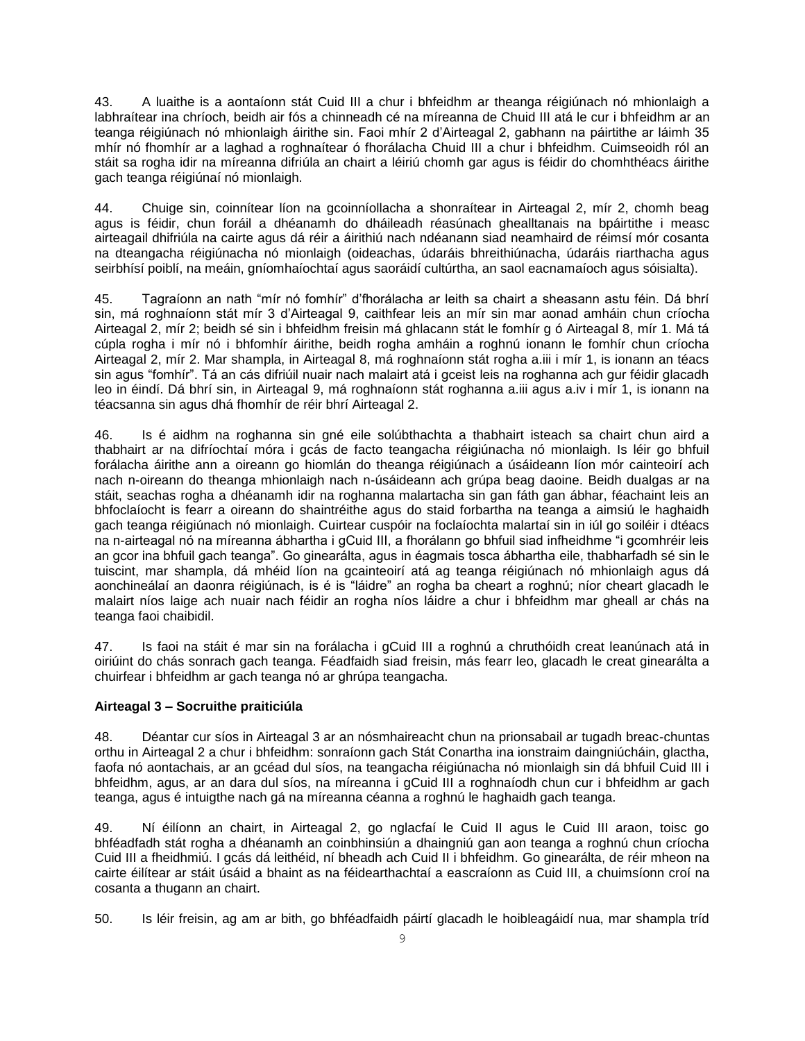43. A luaithe is a aontaíonn stát Cuid III a chur i bhfeidhm ar theanga réigiúnach nó mhionlaigh a labhraítear ina chríoch, beidh air fós a chinneadh cé na míreanna de Chuid III atá le cur i bhfeidhm ar an teanga réigiúnach nó mhionlaigh áirithe sin. Faoi mhír 2 d'Airteagal 2, gabhann na páirtithe ar láimh 35 mhír nó fhomhír ar a laghad a roghnaítear ó fhorálacha Chuid III a chur i bhfeidhm. Cuimseoidh ról an stáit sa rogha idir na míreanna difriúla an chairt a léiriú chomh gar agus is féidir do chomhthéacs áirithe gach teanga réigiúnaí nó mionlaigh.

44. Chuige sin, coinnítear líon na gcoinníollacha a shonraítear in Airteagal 2, mír 2, chomh beag agus is féidir, chun foráil a dhéanamh do dháileadh réasúnach ghealltanais na bpáirtithe i measc airteagail dhifriúla na cairte agus dá réir a áirithiú nach ndéanann siad neamhaird de réimsí mór cosanta na dteangacha réigiúnacha nó mionlaigh (oideachas, údaráis bhreithiúnacha, údaráis riarthacha agus seirbhísí poiblí, na meáin, gníomhaíochtaí agus saoráidí cultúrtha, an saol eacnamaíoch agus sóisialta).

45. Tagraíonn an nath "mír nó fomhír" d'fhorálacha ar leith sa chairt a sheasann astu féin. Dá bhrí sin, má roghnaíonn stát mír 3 d'Airteagal 9, caithfear leis an mír sin mar aonad amháin chun críocha Airteagal 2, mír 2; beidh sé sin i bhfeidhm freisin má ghlacann stát le fomhír g ó Airteagal 8, mír 1. Má tá cúpla rogha i mír nó i bhfomhír áirithe, beidh rogha amháin a roghnú ionann le fomhír chun críocha Airteagal 2, mír 2. Mar shampla, in Airteagal 8, má roghnaíonn stát rogha a.iii i mír 1, is ionann an téacs sin agus "fomhír". Tá an cás difriúil nuair nach malairt atá i gceist leis na roghanna ach gur féidir glacadh leo in éindí. Dá bhrí sin, in Airteagal 9, má roghnaíonn stát roghanna a.iii agus a.iv i mír 1, is ionann na téacsanna sin agus dhá fhomhír de réir bhrí Airteagal 2.

46. Is é aidhm na roghanna sin gné eile solúbthachta a thabhairt isteach sa chairt chun aird a thabhairt ar na difríochtaí móra i gcás de facto teangacha réigiúnacha nó mionlaigh. Is léir go bhfuil forálacha áirithe ann a oireann go hiomlán do theanga réigiúnach a úsáideann líon mór cainteoirí ach nach n-oireann do theanga mhionlaigh nach n-úsáideann ach grúpa beag daoine. Beidh dualgas ar na stáit, seachas rogha a dhéanamh idir na roghanna malartacha sin gan fáth gan ábhar, féachaint leis an bhfoclaíocht is fearr a oireann do shaintréithe agus do staid forbartha na teanga a aimsiú le haghaidh gach teanga réigiúnach nó mionlaigh. Cuirtear cuspóir na foclaíochta malartaí sin in iúl go soiléir i dtéacs na n-airteagal nó na míreanna ábhartha i gCuid III, a fhorálann go bhfuil siad infheidhme "i gcomhréir leis an gcor ina bhfuil gach teanga". Go ginearálta, agus in éagmais tosca ábhartha eile, thabharfadh sé sin le tuiscint, mar shampla, dá mhéid líon na gcainteoirí atá ag teanga réigiúnach nó mionlaigh agus dá aonchineálaí an daonra réigiúnach, is é is "láidre" an rogha ba cheart a roghnú; níor cheart glacadh le malairt níos laige ach nuair nach féidir an rogha níos láidre a chur i bhfeidhm mar gheall ar chás na teanga faoi chaibidil.

47. Is faoi na stáit é mar sin na forálacha i gCuid III a roghnú a chruthóidh creat leanúnach atá in oiriúint do chás sonrach gach teanga. Féadfaidh siad freisin, más fearr leo, glacadh le creat ginearálta a chuirfear i bhfeidhm ar gach teanga nó ar ghrúpa teangacha.

**Airteagal 3 – Socruithe praiticiúla**

48. Déantar cur síos in Airteagal 3 ar an nósmhaireacht chun na prionsabail ar tugadh breac-chuntas orthu in Airteagal 2 a chur i bhfeidhm: sonraíonn gach Stát Conartha ina ionstraim daingniúcháin, glactha, faofa nó aontachais, ar an gcéad dul síos, na teangacha réigiúnacha nó mionlaigh sin dá bhfuil Cuid III i bhfeidhm, agus, ar an dara dul síos, na míreanna i gCuid III a roghnaíodh chun cur i bhfeidhm ar gach teanga, agus é intuigthe nach gá na míreanna céanna a roghnú le haghaidh gach teanga.

49. Ní éilíonn an chairt, in Airteagal 2, go nglacfaí le Cuid II agus le Cuid III araon, toisc go bhféadfadh stát rogha a dhéanamh an coinbhinsiún a dhaingniú gan aon teanga a roghnú chun críocha Cuid III a fheidhmiú. I gcás dá leithéid, ní bheadh ach Cuid II i bhfeidhm. Go ginearálta, de réir mheon na cairte éilítear ar stáit úsáid a bhaint as na féidearthachtaí a eascraíonn as Cuid III, a chuimsíonn croí na cosanta a thugann an chairt.

50. Is léir freisin, ag am ar bith, go bhféadfaidh páirtí glacadh le hoibleagáidí nua, mar shampla tríd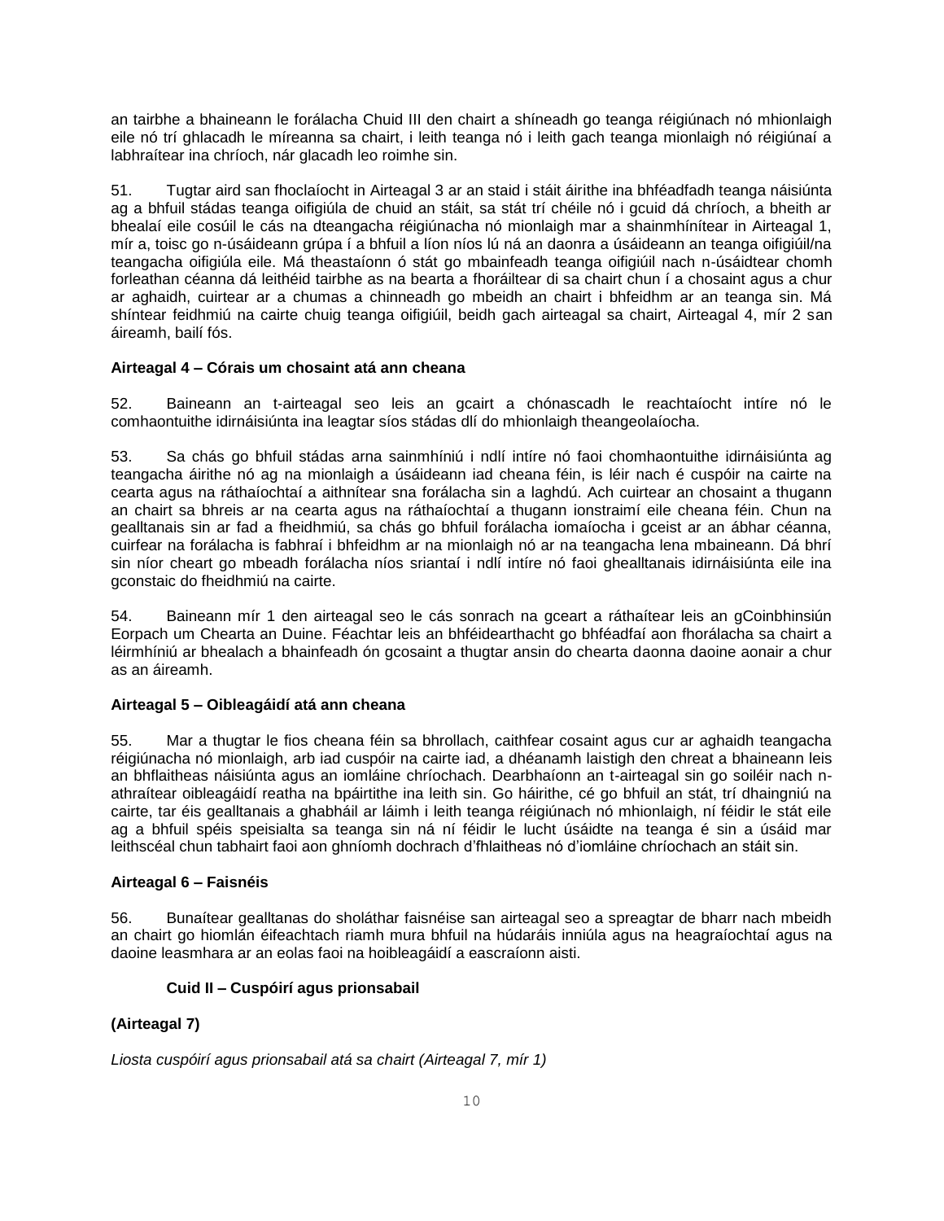an tairbhe a bhaineann le forálacha Chuid III den chairt a shíneadh go teanga réigiúnach nó mhionlaigh eile nó trí ghlacadh le míreanna sa chairt, i leith teanga nó i leith gach teanga mionlaigh nó réigiúnaí a labhraítear ina chríoch, nár glacadh leo roimhe sin.

51. Tugtar aird san fhoclaíocht in Airteagal 3 ar an staid i stáit áirithe ina bhféadfadh teanga náisiúnta ag a bhfuil stádas teanga oifigiúla de chuid an stáit, sa stát trí chéile nó i gcuid dá chríoch, a bheith ar bhealaí eile cosúil le cás na dteangacha réigiúnacha nó mionlaigh mar a shainmhínítear in Airteagal 1, mír a, toisc go n-úsáideann grúpa í a bhfuil a líon níos lú ná an daonra a úsáideann an teanga oifigiúil/na teangacha oifigiúla eile. Má theastaíonn ó stát go mbainfeadh teanga oifigiúil nach n-úsáidtear chomh forleathan céanna dá leithéid tairbhe as na bearta a fhoráiltear di sa chairt chun í a chosaint agus a chur ar aghaidh, cuirtear ar a chumas a chinneadh go mbeidh an chairt i bhfeidhm ar an teanga sin. Má shíntear feidhmiú na cairte chuig teanga oifigiúil, beidh gach airteagal sa chairt, Airteagal 4, mír 2 san áireamh, bailí fós.

**Airteagal 4 – Córais um chosaint atá ann cheana**

52. Baineann an t-airteagal seo leis an gcairt a chónascadh le reachtaíocht intíre nó le comhaontuithe idirnáisiúnta ina leagtar síos stádas dlí do mhionlaigh theangeolaíocha.

53. Sa chás go bhfuil stádas arna sainmhíniú i ndlí intíre nó faoi chomhaontuithe idirnáisiúnta ag teangacha áirithe nó ag na mionlaigh a úsáideann iad cheana féin, is léir nach é cuspóir na cairte na cearta agus na ráthaíochtaí a aithnítear sna forálacha sin a laghdú. Ach cuirtear an chosaint a thugann an chairt sa bhreis ar na cearta agus na ráthaíochtaí a thugann ionstraimí eile cheana féin. Chun na gealltanais sin ar fad a fheidhmiú, sa chás go bhfuil forálacha iomaíocha i gceist ar an ábhar céanna, cuirfear na forálacha is fabhraí i bhfeidhm ar na mionlaigh nó ar na teangacha lena mbaineann. Dá bhrí sin níor cheart go mbeadh forálacha níos sriantaí i ndlí intíre nó faoi ghealltanais idirnáisiúnta eile ina gconstaic do fheidhmiú na cairte.

54. Baineann mír 1 den airteagal seo le cás sonrach na gceart a ráthaítear leis an gCoinbhinsiún Eorpach um Chearta an Duine. Féachtar leis an bhféidearthacht go bhféadfaí aon fhorálacha sa chairt a léirmhíniú ar bhealach a bhainfeadh ón gcosaint a thugtar ansin do chearta daonna daoine aonair a chur as an áireamh.

**Airteagal 5 – Oibleagáidí atá ann cheana**

55. Mar a thugtar le fios cheana féin sa bhrollach, caithfear cosaint agus cur ar aghaidh teangacha réigiúnacha nó mionlaigh, arb iad cuspóir na cairte iad, a dhéanamh laistigh den chreat a bhaineann leis an bhflaitheas náisiúnta agus an iomláine chríochach. Dearbhaíonn an t-airteagal sin go soiléir nach n-athraítear oibleagáidí reatha na bpáirtithe ina leith sin. Go háirithe, cé go bhfuil an stát, trí dhaingniú na cairte, tar éis gealltanais a ghabháil ar láimh i leith teanga réigiúnach nó mhionlaigh, ní féidir le stát eile ag a bhfuil spéis speisialta sa teanga sin ná ní féidir le lucht úsáidte na teanga é sin a úsáid mar leithscéal chun tabhairt faoi aon ghníomh dochrach d'fhlaitheas nó d'iomláine chríochach an stáit sin.

**Airteagal 6 – Faisnéis**

56. Bunaítear gealltanas do sholáthar faisnéise san airteagal seo a spreagtar de bharr nach mbeidh an chairt go hiomlán éifeachtach riamh mura bhfuil na húdaráis inniúla agus na heagraíochtaí agus na daoine leasmhara ar an eolas faoi na hoibleagáidí a eascraíonn aisti.

**Cuid II – Cuspóirí agus prionsabail**

**(Airteagal 7)**

*Liosta cuspóirí agus prionsabail atá sa chairt (Airteagal 7, mír 1)*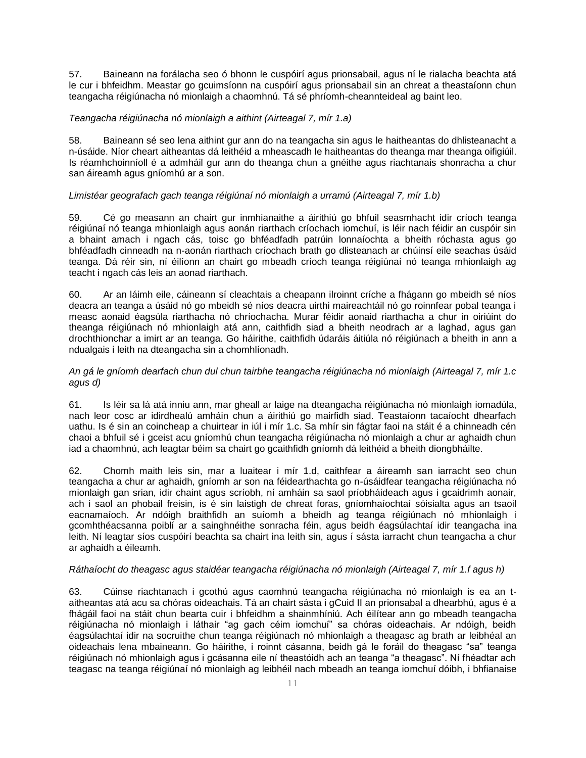57. Baineann na forálacha seo ó bhonn le cuspóirí agus prionsabail, agus ní le rialacha beachta atá le cur i bhfeidhm. Meastar go gcuimsíonn na cuspóirí agus prionsabail sin an chreat a theastaíonn chun teangacha réigiúnacha nó mionlaigh a chaomhnú. Tá sé phríomh-cheannteideal ag baint leo.

*Teangacha réigiúnacha nó mionlaigh a aithint (Airteagal 7, mír 1.a)*

58. Baineann sé seo lena aithint gur ann do na teangacha sin agus le haitheantas do dhlisteanacht a n-úsáide. Níor cheart aitheantas dá leithéid a mheascadh le haitheantas do theanga mar theanga oifigiúil. Is réamhchoinníoll é a admháil gur ann do theanga chun a gnéithe agus riachtanais shonracha a chur san áireamh agus gníomhú ar a son.

*Limistéar geografach gach teanga réigiúnaí nó mionlaigh a urramú (Airteagal 7, mír 1.b)*

59. Cé go measann an chairt gur inmhianaithe a áirithiú go bhfuil seasmhacht idir críoch teanga réigiúnaí nó teanga mhionlaigh agus aonán riarthach críochach iomchuí, is léir nach féidir an cuspóir sin a bhaint amach i ngach cás, toisc go bhféadfadh patrúin lonnaíochta a bheith róchasta agus go bhféadfadh cinneadh na n-aonán riarthach críochach brath go dlisteanach ar chúinsí eile seachas úsáid teanga. Dá réir sin, ní éilíonn an chairt go mbeadh críoch teanga réigiúnaí nó teanga mhionlaigh ag teacht i ngach cás leis an aonad riarthach.

60. Ar an láimh eile, cáineann sí cleachtais a cheapann ilroinnt críche a fhágann go mbeidh sé níos deacra an teanga a úsáid nó go mbeidh sé níos deacra uirthi maireachtáil nó go roinnfear pobal teanga i measc aonaid éagsúla riarthacha nó chríochacha. Murar féidir aonaid riarthacha a chur in oiriúint do theanga réigiúnach nó mhionlaigh atá ann, caithfidh siad a bheith neodrach ar a laghad, agus gan drochthionchar a imirt ar an teanga. Go háirithe, caithfidh údaráis áitiúla nó réigiúnach a bheith in ann a ndualgais i leith na dteangacha sin a chomhlíonadh.

*An gá le gníomh dearfach chun dul chun tairbhe teangacha réigiúnacha nó mionlaigh (Airteagal 7, mír 1.c agus d)*

61. Is léir sa lá atá inniu ann, mar gheall ar laige na dteangacha réigiúnacha nó mionlaigh iomadúla, nach leor cosc ar idirdhealú amháin chun a áirithiú go mairfidh siad. Teastaíonn tacaíocht dhearfach uathu. Is é sin an coincheap a chuirtear in iúl i mír 1.c. Sa mhír sin fágtar faoi na stáit é a chinneadh cén chaoi a bhfuil sé i gceist acu gníomhú chun teangacha réigiúnacha nó mionlaigh a chur ar aghaidh chun iad a chaomhnú, ach leagtar béim sa chairt go gcaithfidh gníomh dá leithéid a bheith diongbháilte.

62. Chomh maith leis sin, mar a luaitear i mír 1.d, caithfear a áireamh san iarracht seo chun teangacha a chur ar aghaidh, gníomh ar son na féidearthachta go n-úsáidfear teangacha réigiúnacha nó mionlaigh gan srian, idir chaint agus scríobh, ní amháin sa saol príobháideach agus i gcaidrimh aonair, ach i saol an phobail freisin, is é sin laistigh de chreat foras, gníomhaíochtaí sóisialta agus an tsaoil eacnamaíoch. Ar ndóigh braithfidh an suíomh a bheidh ag teanga réigiúnach nó mhionlaigh i gcomhthéacsanna poiblí ar a sainghnéithe sonracha féin, agus beidh éagsúlachtaí idir teangacha ina leith. Ní leagtar síos cuspóirí beachta sa chairt ina leith sin, agus í sásta iarracht chun teangacha a chur ar aghaidh a éileamh.

*Ráthaíocht do theagasc agus staidéar teangacha réigiúnacha nó mionlaigh (Airteagal 7, mír 1.f agus h)*

63. Cúinse riachtanach i gcothú agus caomhnú teangacha réigiúnacha nó mionlaigh is ea an t-aitheantas atá acu sa chóras oideachais. Tá an chairt sásta i gCuid II an prionsabal a dhearbhú, agus é a fhágáil faoi na stáit chun bearta cuir i bhfeidhm a shainmhíniú. Ach éilítear ann go mbeadh teangacha réigiúnacha nó mionlaigh i láthair "ag gach céim iomchuí" sa chóras oideachais. Ar ndóigh, beidh éagsúlachtaí idir na socruithe chun teanga réigiúnach nó mhionlaigh a theagasc ag brath ar leibhéal an oideachais lena mbaineann. Go háirithe, i roinnt cásanna, beidh gá le foráil do theagasc "sa" teanga réigiúnach nó mhionlaigh agus i gcásanna eile ní theastóidh ach an teanga "a theagasc". Ní fhéadtar ach teagasc na teanga réigiúnaí nó mionlaigh ag leibhéil nach mbeadh an teanga iomchuí dóibh, i bhfianaise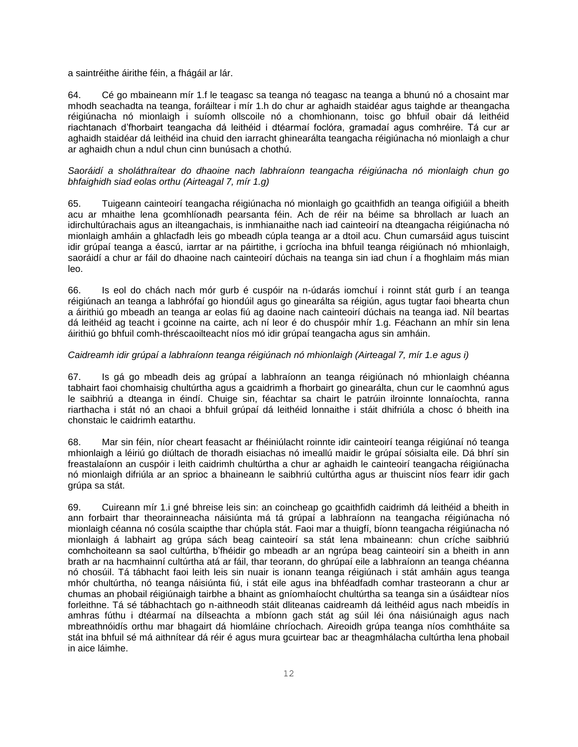a saintréithe áirithe féin, a fhágáil ar lár.

64. Cé go mbaineann mír 1.f le teagasc sa teanga nó teagasc na teanga a bhunú nó a chosaint mar mhodh seachadta na teanga, foráiltear i mír 1.h do chur ar aghaidh staidéar agus taighde ar theangacha réigiúnacha nó mionlaigh i suíomh ollscoile nó a chomhionann, toisc go bhfuil obair dá leithéid riachtanach d'fhorbairt teangacha dá leithéid i dtéarmaí foclóra, gramadaí agus comhréire. Tá cur ar aghaidh staidéar dá leithéid ina chuid den iarracht ghinearálta teangacha réigiúnacha nó mionlaigh a chur ar aghaidh chun a ndul chun cinn bunúsach a chothú.

*Saoráidí a sholáthraítear do dhaoine nach labhraíonn teangacha réigiúnacha nó mionlaigh chun go bhfaighidh siad eolas orthu (Airteagal 7, mír 1.g)*

65. Tuigeann cainteoirí teangacha réigiúnacha nó mionlaigh go gcaithfidh an teanga oifigiúil a bheith acu ar mhaithe lena gcomhlíonadh pearsanta féin. Ach de réir na béime sa bhrollach ar luach an idirchultúrachais agus an ilteangachais, is inmhianaithe nach iad cainteoirí na dteangacha réigiúnacha nó mionlaigh amháin a ghlacfadh leis go mbeadh cúpla teanga ar a dtoil acu. Chun cumarsáid agus tuiscint idir grúpaí teanga a éascú, iarrtar ar na páirtithe, i gcríocha ina bhfuil teanga réigiúnach nó mhionlaigh, saoráidí a chur ar fáil do dhaoine nach cainteoirí dúchais na teanga sin iad chun í a fhoghlaim más mian leo.

66. Is eol do chách nach mór gurb é cuspóir na n-údarás iomchuí i roinnt stát gurb í an teanga réigiúnach an teanga a labhrófaí go hiondúil agus go ginearálta sa réigiún, agus tugtar faoi bhearta chun a áirithiú go mbeadh an teanga ar eolas fiú ag daoine nach cainteoirí dúchais na teanga iad. Níl beartas dá leithéid ag teacht i gcoinne na cairte, ach ní leor é do chuspóir mhír 1.g. Féachann an mhír sin lena áirithiú go bhfuil comh-thréscaoilteacht níos mó idir grúpaí teangacha agus sin amháin.

*Caidreamh idir grúpaí a labhraíonn teanga réigiúnach nó mhionlaigh (Airteagal 7, mír 1.e agus i)*

67. Is gá go mbeadh deis ag grúpaí a labhraíonn an teanga réigiúnach nó mhionlaigh chéanna tabhairt faoi chomhaisig chultúrtha agus a gcaidrimh a fhorbairt go ginearálta, chun cur le caomhnú agus le saibhriú a dteanga in éindí. Chuige sin, féachtar sa chairt le patrúin ilroinnte lonnaíochta, ranna riarthacha i stát nó an chaoi a bhfuil grúpaí dá leithéid lonnaithe i stáit dhifriúla a chosc ó bheith ina chonstaic le caidrimh eatarthu.

68. Mar sin féin, níor cheart feasacht ar fhéiniúlacht roinnte idir cainteoirí teanga réigiúnaí nó teanga mhionlaigh a léiriú go diúltach de thoradh eisiachas nó imeallú maidir le grúpaí sóisialta eile. Dá bhrí sin freastalaíonn an cuspóir i leith caidrimh chultúrtha a chur ar aghaidh le cainteoirí teangacha réigiúnacha nó mionlaigh difriúla ar an sprioc a bhaineann le saibhriú cultúrtha agus ar thuiscint níos fearr idir gach grúpa sa stát.

69. Cuireann mír 1.i gné bhreise leis sin: an coincheap go gcaithfidh caidrimh dá leithéid a bheith in ann forbairt thar theorainneacha náisiúnta má tá grúpaí a labhraíonn na teangacha réigiúnacha nó mionlaigh céanna nó cosúla scaipthe thar chúpla stát. Faoi mar a thuigfí, bíonn teangacha réigiúnacha nó mionlaigh á labhairt ag grúpa sách beag cainteoirí sa stát lena mbaineann: chun críche saibhriú comhchoiteann sa saol cultúrtha, b'fhéidir go mbeadh ar an ngrúpa beag cainteoirí sin a bheith in ann brath ar na hacmhainní cultúrtha atá ar fáil, thar teorann, do ghrúpaí eile a labhraíonn an teanga chéanna nó chosúil. Tá tábhacht faoi leith leis sin nuair is ionann teanga réigiúnach i stát amháin agus teanga mhór chultúrtha, nó teanga náisiúnta fiú, i stát eile agus ina bhféadfadh comhar trasteorann a chur ar chumas an phobail réigiúnaigh tairbhe a bhaint as gníomhaíocht chultúrtha sa teanga sin a úsáidtear níos forleithne. Tá sé tábhachtach go n-aithneodh stáit dliteanas caidreamh dá leithéid agus nach mbeidís in amhras fúthu i dtéarmaí na dílseachta a mbíonn gach stát ag súil léi óna náisiúnaigh agus nach mbreathnóidís orthu mar bhagairt dá hiomláine chríochach. Aireoidh grúpa teanga níos comhtháite sa stát ina bhfuil sé má aithnítear dá réir é agus mura gcuirtear bac ar theagmhálacha cultúrtha lena phobail in aice láimhe.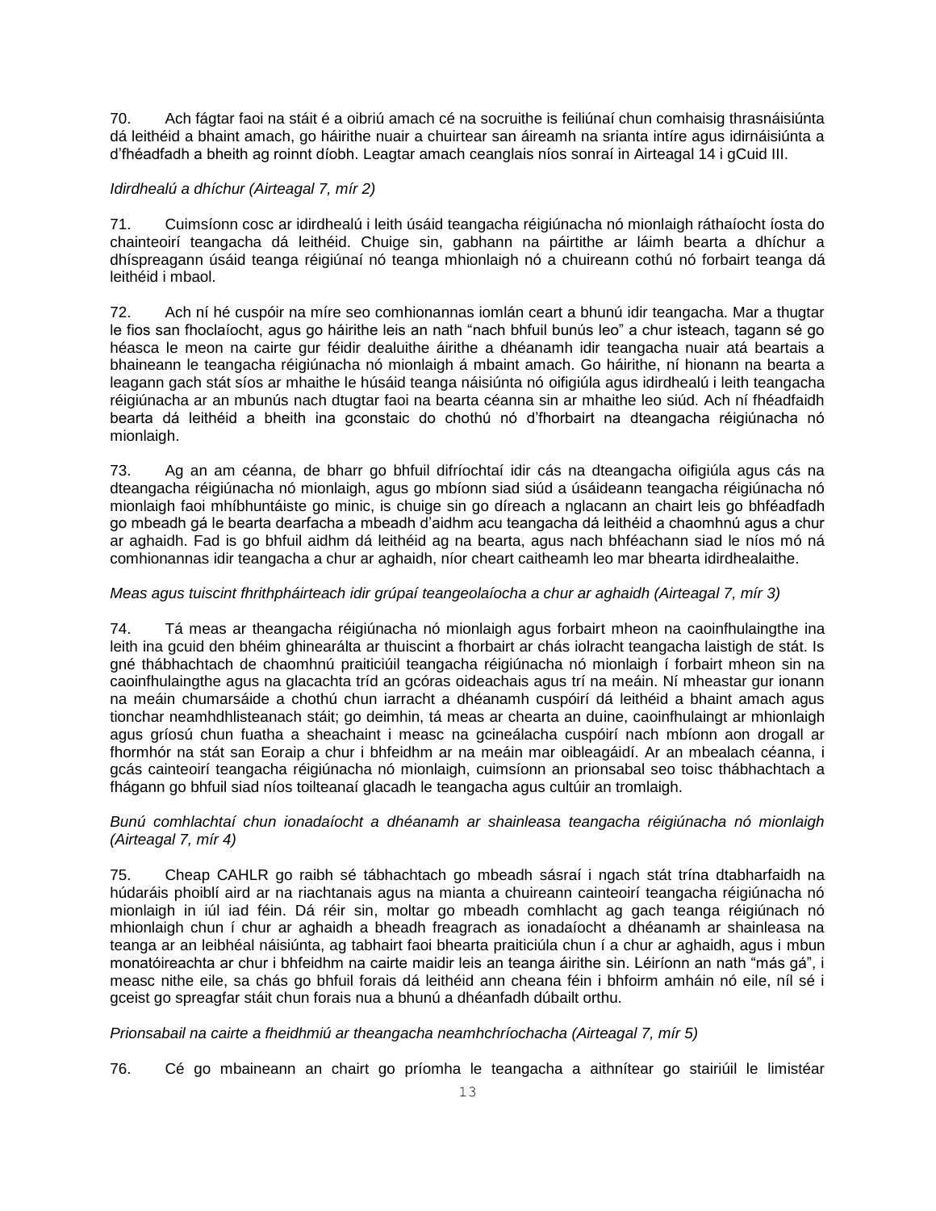70. Ach fágtar faoi na stáit é a oibriú amach cé na socruithe is feiliúnaí chun comhaisig thrasnáisiúnta dá leithéid a bhaint amach, go háirithe nuair a chuirtear san áireamh na srianta intíre agus idirnáisiúnta a d'fhéadfadh a bheith ag roinnt díobh. Leagtar amach ceanglais níos sonraí in Airteagal 14 i gCuid III.

*Idirdhealú a dhíchur (Airteagal 7, mír 2)*

71. Cuimsíonn cosc ar idirdhealú i leith úsáid teangacha réigiúnacha nó mionlaigh ráthaíocht íosta do chainteoirí teangacha dá leithéid. Chuige sin, gabhann na páirtithe ar láimh bearta a dhíchur a dhíspreagann úsáid teanga réigiúnaí nó teanga mhionlaigh nó a chuireann cothú nó forbairt teanga dá leithéid i mbaol.

72. Ach ní hé cuspóir na míre seo comhionannas iomlán ceart a bhunú idir teangacha. Mar a thugtar le fios san fhoclaíocht, agus go háirithe leis an nath "nach bhfuil bunús leo" a chur isteach, tagann sé go héasca le meon na cairte gur féidir dealuithe áirithe a dhéanamh idir teangacha nuair atá beartais a bhaineann le teangacha réigiúnacha nó mionlaigh á mbaint amach. Go háirithe, ní hionann na bearta a leagann gach stát síos ar mhaithe le húsáid teanga náisiúnta nó oifigiúla agus idirdhealú i leith teangacha réigiúnacha ar an mbunús nach dtugtar faoi na bearta céanna sin ar mhaithe leo siúd. Ach ní fhéadfaidh bearta dá leithéid a bheith ina gconstaic do chothú nó d'fhorbairt na dteangacha réigiúnacha nó mionlaigh.

73. Ag an am céanna, de bharr go bhfuil difríochtaí idir cás na dteangacha oifigiúla agus cás na dteangacha réigiúnacha nó mionlaigh, agus go mbíonn siad siúd a úsáideann teangacha réigiúnacha nó mionlaigh faoi mhíbhuntáiste go minic, is chuige sin go díreach a nglacann an chairt leis go bhféadfadh go mbeadh gá le bearta dearfacha a mbeadh d'aidhm acu teangacha dá leithéid a chaomhnú agus a chur ar aghaidh. Fad is go bhfuil aidhm dá leithéid ag na bearta, agus nach bhféachann siad le níos mó ná comhionannas idir teangacha a chur ar aghaidh, níor cheart caitheamh leo mar bhearta idirdhealaithe.

*Meas agus tuiscint fhrithpháirteach idir grúpaí teangeolaíocha a chur ar aghaidh (Airteagal 7, mír 3)*

74. Tá meas ar theangacha réigiúnacha nó mionlaigh agus forbairt mheon na caoinfhulaingthe ina leith ina gcuid den bhéim ghinearálta ar thuiscint a fhorbairt ar chás iolracht teangacha laistigh de stát. Is gné thábhachtach de chaomhnú praiticiúil teangacha réigiúnacha nó mionlaigh í forbairt mheon sin na caoinfhulaingthe agus na glacachta tríd an gcóras oideachais agus trí na meáin. Ní mheastar gur ionann na meáin chumarsáide a chothú chun iarracht a dhéanamh cuspóirí dá leithéid a bhaint amach agus tionchar neamhdhlisteanach stáit; go deimhin, tá meas ar chearta an duine, caoinfhulaingt ar mhionlaigh agus gríosú chun fuatha a sheachaint i measc na gcineálacha cuspóirí nach mbíonn aon drogall ar fhormhór na stát san Eoraip a chur i bhfeidhm ar na meáin mar oibleagáidí. Ar an mbealach céanna, i gcás cainteoirí teangacha réigiúnacha nó mionlaigh, cuimsíonn an prionsabal seo toisc thábhachtach a fhágann go bhfuil siad níos toilteanaí glacadh le teangacha agus cultúir an tromlaigh.

*Bunú comhlachtaí chun ionadaíocht a dhéanamh ar shainleasa teangacha réigiúnacha nó mionlaigh (Airteagal 7, mír 4)*

75. Cheap CAHLR go raibh sé tábhachtach go mbeadh sásraí i ngach stát trína dtabharfaidh na húdaráis phoiblí aird ar na riachtanais agus na mianta a chuireann cainteoirí teangacha réigiúnacha nó mionlaigh in iúl iad féin. Dá réir sin, moltar go mbeadh comhlacht ag gach teanga réigiúnach nó mhionlaigh chun í chur ar aghaidh a bheadh freagrach as ionadaíocht a dhéanamh ar shainleasa na teanga ar an leibhéal náisiúnta, ag tabhairt faoi bhearta praiticiúla chun í a chur ar aghaidh, agus i mbun monatóireachta ar chur i bhfeidhm na cairte maidir leis an teanga áirithe sin. Léiríonn an nath "más gá", i measc nithe eile, sa chás go bhfuil forais dá leithéid ann cheana féin i bhfoirm amháin nó eile, níl sé i gceist go spreagfar stáit chun forais nua a bhunú a dhéanfadh dúbailt orthu.

*Prionsabail na cairte a fheidhmiú ar theangacha neamhchríochacha (Airteagal 7, mír 5)*

76. Cé go mbaineann an chairt go príomha le teangacha a aithnítear go stairiúil le limistéar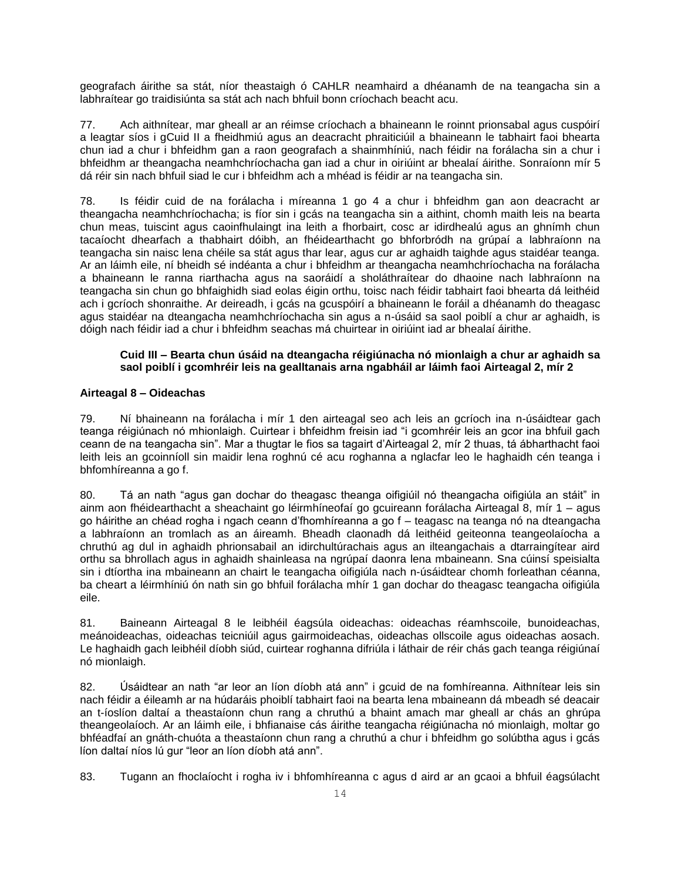geografach áirithe sa stát, níor theastaigh ó CAHLR neamhaird a dhéanamh de na teangacha sin a labhraítear go traidisiúnta sa stát ach nach bhfuil bonn críochach beacht acu.

77. Ach aithnítear, mar gheall ar an réimse críochach a bhaineann le roinnt prionsabal agus cuspóirí a leagtar síos i gCuid II a fheidhmiú agus an deacracht phraiticiúil a bhaineann le tabhairt faoi bhearta chun iad a chur i bhfeidhm gan a raon geografach a shainmhíniú, nach féidir na forálacha sin a chur i bhfeidhm ar theangacha neamhchríochacha gan iad a chur in oiriúint ar bhealaí áirithe. Sonraíonn mír 5 dá réir sin nach bhfuil siad le cur i bhfeidhm ach a mhéad is féidir ar na teangacha sin.

78. Is féidir cuid de na forálacha i míreanna 1 go 4 a chur i bhfeidhm gan aon deacracht ar theangacha neamhchríochacha; is fíor sin i gcás na teangacha sin a aithint, chomh maith leis na bearta chun meas, tuiscint agus caoinfhulaingt ina leith a fhorbairt, cosc ar idirdhealú agus an ghnímh chun tacaíocht dhearfach a thabhairt dóibh, an fhéidearthacht go bhforbródh na grúpaí a labhraíonn na teangacha sin naisc lena chéile sa stát agus thar lear, agus cur ar aghaidh taighde agus staidéar teanga. Ar an láimh eile, ní bheidh sé indéanta a chur i bhfeidhm ar theangacha neamhchríochacha na forálacha a bhaineann le ranna riarthacha agus na saoráidí a sholáthraítear do dhaoine nach labhraíonn na teangacha sin chun go bhfaighidh siad eolas éigin orthu, toisc nach féidir tabhairt faoi bhearta dá leithéid ach i gcríoch shonraithe. Ar deireadh, i gcás na gcuspóirí a bhaineann le foráil a dhéanamh do theagasc agus staidéar na dteangacha neamhchríochacha sin agus a n-úsáid sa saol poiblí a chur ar aghaidh, is dóigh nach féidir iad a chur i bhfeidhm seachas má chuirtear in oiriúint iad ar bhealaí áirithe.

**Cuid III – Bearta chun úsáid na dteangacha réigiúnacha nó mionlaigh a chur ar aghaidh sa saol poiblí i gcomhréir leis na gealltanais arna ngabháil ar láimh faoi Airteagal 2, mír 2**

**Airteagal 8 – Oideachas**

79. Ní bhaineann na forálacha i mír 1 den airteagal seo ach leis an gcríoch ina n-úsáidtear gach teanga réigiúnach nó mhionlaigh. Cuirtear i bhfeidhm freisin iad "i gcomhréir leis an gcor ina bhfuil gach ceann de na teangacha sin". Mar a thugtar le fios sa tagairt d'Airteagal 2, mír 2 thuas, tá ábharthacht faoi leith leis an gcoinníoll sin maidir lena roghnú cé acu roghanna a nglacfar leo le haghaidh cén teanga i bhfomhíreanna a go f.

80. Tá an nath "agus gan dochar do theagasc theanga oifigiúil nó theangacha oifigiúla an stáit" in ainm aon fhéidearthacht a sheachaint go léirmhíneofaí go gcuireann forálacha Airteagal 8, mír 1 – agus go háirithe an chéad rogha i ngach ceann d'fhomhíreanna a go f – teagasc na teanga nó na dteangacha a labhraíonn an tromlach as an áireamh. Bheadh claonadh dá leithéid geiteonna teangeolaíocha a chruthú ag dul in aghaidh phrionsabail an idirchultúrachais agus an ilteangachais a dtarraingítear aird orthu sa bhrollach agus in aghaidh shainleasa na ngrúpaí daonra lena mbaineann. Sna cúinsí speisialta sin i dtíortha ina mbaineann an chairt le teangacha oifigiúla nach n-úsáidtear chomh forleathan céanna, ba cheart a léirmhíniú ón nath sin go bhfuil forálacha mhír 1 gan dochar do theagasc teangacha oifigiúla eile.

81. Baineann Airteagal 8 le leibhéil éagsúla oideachas: oideachas réamhscoile, bunoideachas, meánoideachas, oideachas teicniúil agus gairmoideachas, oideachas ollscoile agus oideachas aosach. Le haghaidh gach leibhéil díobh siúd, cuirtear roghanna difriúla i láthair de réir chás gach teanga réigiúnaí nó mionlaigh.

82. Úsáidtear an nath "ar leor an líon díobh atá ann" i gcuid de na fomhíreanna. Aithnítear leis sin nach féidir a éileamh ar na húdaráis phoiblí tabhairt faoi na bearta lena mbaineann dá mbeadh sé deacair an t-íoslíon daltaí a theastaíonn chun rang a chruthú a bhaint amach mar gheall ar chás an ghrúpa theangeolaíoch. Ar an láimh eile, i bhfianaise cás áirithe teangacha réigiúnacha nó mionlaigh, moltar go bhféadfaí an gnáth-chuóta a theastaíonn chun rang a chruthú a chur i bhfeidhm go solúbtha agus i gcás líon daltaí níos lú gur "leor an líon díobh atá ann".

83. Tugann an fhoclaíocht i rogha iv i bhfomhíreanna c agus d aird ar an gcaoi a bhfuil éagsúlacht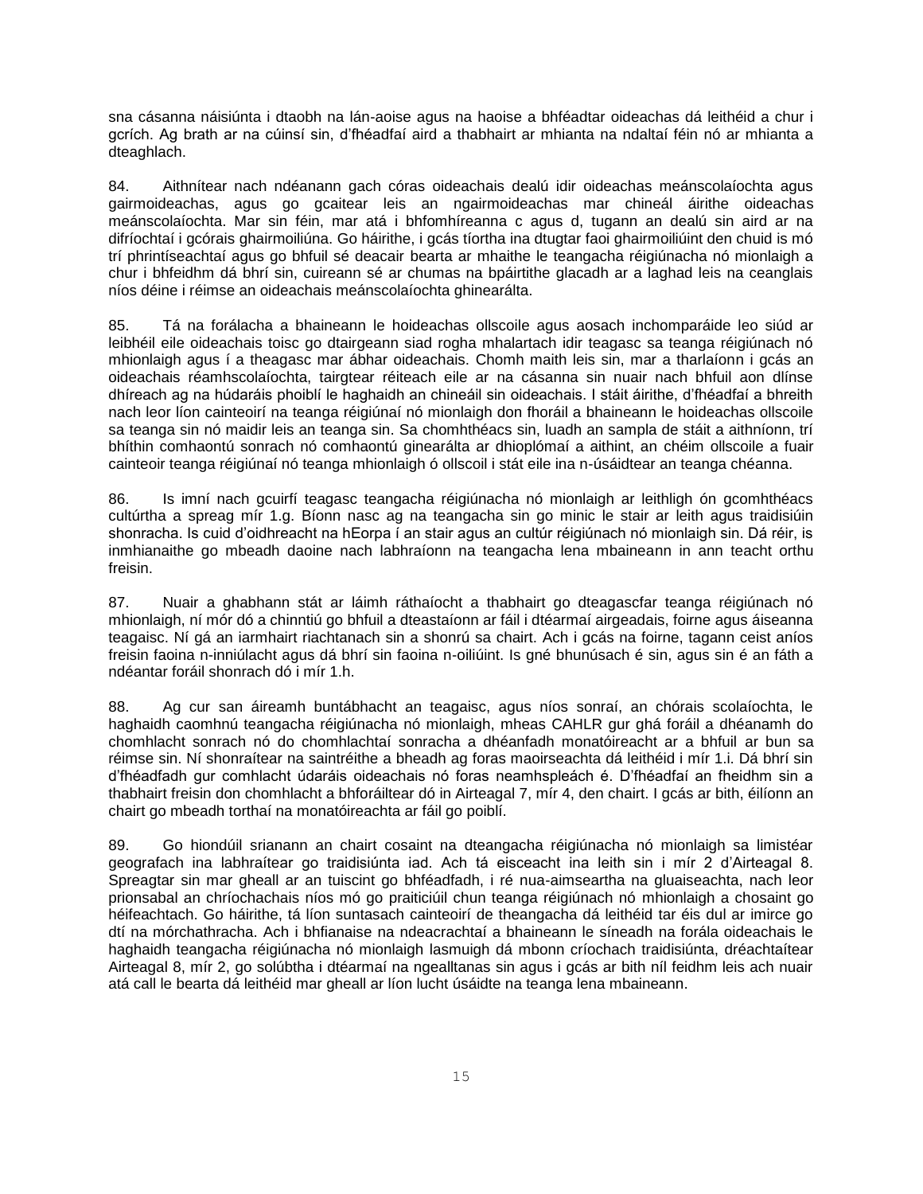sna cásanna náisiúnta i dtaobh na lán-aoise agus na haoise a bhféadtar oideachas dá leithéid a chur i gcrích. Ag brath ar na cúinsí sin, d'fhéadfaí aird a thabhairt ar mhianta na ndaltaí féin nó ar mhianta a dteaghlach.

84. Aithnítear nach ndéanann gach córas oideachais dealú idir oideachas meánscolaíochta agus gairmoideachas, agus go gcaitear leis an ngairmoideachas mar chineál áirithe oideachas meánscolaíochta. Mar sin féin, mar atá i bhfomhíreanna c agus d, tugann an dealú sin aird ar na difríochtaí i gcórais ghairmoiliúna. Go háirithe, i gcás tíortha ina dtugtar faoi ghairmoiliúint den chuid is mó trí phrintíseachtaí agus go bhfuil sé deacair bearta ar mhaithe le teangacha réigiúnacha nó mionlaigh a chur i bhfeidhm dá bhrí sin, cuireann sé ar chumas na bpáirtithe glacadh ar a laghad leis na ceanglais níos déine i réimse an oideachais meánscolaíochta ghinearálta.

85. Tá na forálacha a bhaineann le hoideachas ollscoile agus aosach inchomparáide leo siúd ar leibhéil eile oideachais toisc go dtairgeann siad rogha mhalartach idir teagasc sa teanga réigiúnach nó mhionlaigh agus í a theagasc mar ábhar oideachais. Chomh maith leis sin, mar a tharlaíonn i gcás an oideachais réamhscolaíochta, tairgtear réiteach eile ar na cásanna sin nuair nach bhfuil aon dlínse dhíreach ag na húdaráis phoiblí le haghaidh an chineáil sin oideachais. I stáit áirithe, d'fhéadfaí a bhreith nach leor líon cainteoirí na teanga réigiúnaí nó mionlaigh don fhoráil a bhaineann le hoideachas ollscoile sa teanga sin nó maidir leis an teanga sin. Sa chomhthéacs sin, luadh an sampla de stáit a aithníonn, trí bhíthin comhaontú sonrach nó comhaontú ginearálta ar dhioplómaí a aithint, an chéim ollscoile a fuair cainteoir teanga réigiúnaí nó teanga mhionlaigh ó ollscoil i stát eile ina n-úsáidtear an teanga chéanna.

86. Is imní nach gcuirfí teagasc teangacha réigiúnacha nó mionlaigh ar leithligh ón gcomhthéacs cultúrtha a spreag mír 1.g. Bíonn nasc ag na teangacha sin go minic le stair ar leith agus traidisiúin shonracha. Is cuid d'oidhreacht na hEorpa í an stair agus an cultúr réigiúnach nó mionlaigh sin. Dá réir, is inmhianaithe go mbeadh daoine nach labhraíonn na teangacha lena mbaineann in ann teacht orthu freisin.

87. Nuair a ghabhann stát ar láimh ráthaíocht a thabhairt go dteagascfar teanga réigiúnach nó mhionlaigh, ní mór dó a chinntiú go bhfuil a dteastaíonn ar fáil i dtéarmaí airgeadais, foirne agus áiseanna teagaisc. Ní gá an iarmhairt riachtanach sin a shonrú sa chairt. Ach i gcás na foirne, tagann ceist aníos freisin faoina n-inniúlacht agus dá bhrí sin faoina n-oiliúint. Is gné bhunúsach é sin, agus sin é an fáth a ndéantar foráil shonrach dó i mír 1.h.

88. Ag cur san áireamh buntábhacht an teagaisc, agus níos sonraí, an chórais scolaíochta, le haghaidh caomhnú teangacha réigiúnacha nó mionlaigh, mheas CAHLR gur ghá foráil a dhéanamh do chomhlacht sonrach nó do chomhlachtaí sonracha a dhéanfadh monatóireacht ar a bhfuil ar bun sa réimse sin. Ní shonraítear na saintréithe a bheadh ag foras maoirseachta dá leithéid i mír 1.i. Dá bhrí sin d'fhéadfadh gur comhlacht údaráis oideachais nó foras neamhspleách é. D'fhéadfaí an fheidhm sin a thabhairt freisin don chomhlacht a bhforáiltear dó in Airteagal 7, mír 4, den chairt. I gcás ar bith, éilíonn an chairt go mbeadh torthaí na monatóireachta ar fáil go poiblí.

89. Go hiondúil srianann an chairt cosaint na dteangacha réigiúnacha nó mionlaigh sa limistéar geografach ina labhraítear go traidisiúnta iad. Ach tá eisceacht ina leith sin i mír 2 d'Airteagal 8. Spreagtar sin mar gheall ar an tuiscint go bhféadfadh, i ré nua-aimseartha na gluaiseachta, nach leor prionsabal an chríochachais níos mó go praiticiúil chun teanga réigiúnach nó mhionlaigh a chosaint go héifeachtach. Go háirithe, tá líon suntasach cainteoirí de theangacha dá leithéid tar éis dul ar imirce go dtí na mórchathracha. Ach i bhfianaise na ndeacrachtaí a bhaineann le síneadh na forála oideachais le haghaidh teangacha réigiúnacha nó mionlaigh lasmuigh dá mbonn críochach traidisiúnta, dréachtaítear Airteagal 8, mír 2, go solúbtha i dtéarmaí na ngealltanas sin agus i gcás ar bith níl feidhm leis ach nuair atá call le bearta dá leithéid mar gheall ar líon lucht úsáidte na teanga lena mbaineann.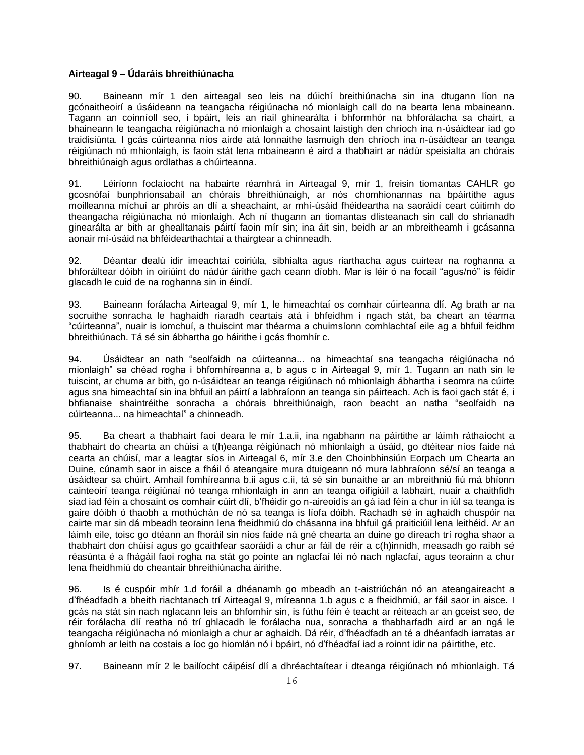**Airteagal 9 – Údaráis bhreithiúnacha**

90. Baineann mír 1 den airteagal seo leis na dúichí breithiúnacha sin ina dtugann líon na gcónaitheoirí a úsáideann na teangacha réigiúnacha nó mionlaigh call do na bearta lena mbaineann. Tagann an coinníoll seo, i bpáirt, leis an riail ghinearálta i bhformhór na bhforálacha sa chairt, a bhaineann le teangacha réigiúnacha nó mionlaigh a chosaint laistigh den chríoch ina n-úsáidtear iad go traidisiúnta. I gcás cúirteanna níos airde atá lonnaithe lasmuigh den chríoch ina n-úsáidtear an teanga réigiúnach nó mhionlaigh, is faoin stát lena mbaineann é aird a thabhairt ar nádúr speisialta an chórais bhreithiúnaigh agus ordlathas a chúirteanna.

91. Léiríonn foclaíocht na habairte réamhrá in Airteagal 9, mír 1, freisin tiomantas CAHLR go gcosnófaí bunphrionsabail an chórais bhreithiúnaigh, ar nós chomhionannas na bpáirtithe agus moilleanna míchuí ar phróis an dlí a sheachaint, ar mhí-úsáid fhéideartha na saoráidí ceart cúitimh do theangacha réigiúnacha nó mionlaigh. Ach ní thugann an tiomantas dlisteanach sin call do shrianadh ginearálta ar bith ar ghealltanais páirtí faoin mír sin; ina áit sin, beidh ar an mbreitheamh i gcásanna aonair mí-úsáid na bhféidearthachtaí a thairgtear a chinneadh.

92. Déantar dealú idir imeachtaí coiriúla, sibhialta agus riarthacha agus cuirtear na roghanna a bhforáiltear dóibh in oiriúint do nádúr áirithe gach ceann díobh. Mar is léir ó na focail "agus/nó" is féidir glacadh le cuid de na roghanna sin in éindí.

93. Baineann forálacha Airteagal 9, mír 1, le himeachtaí os comhair cúirteanna dlí. Ag brath ar na socruithe sonracha le haghaidh riaradh ceartais atá i bhfeidhm i ngach stát, ba cheart an téarma "cúirteanna", nuair is iomchuí, a thuiscint mar théarma a chuimsíonn comhlachtaí eile ag a bhfuil feidhm bhreithiúnach. Tá sé sin ábhartha go háirithe i gcás fhomhír c.

94. Úsáidtear an nath "seolfaidh na cúirteanna... na himeachtaí sna teangacha réigiúnacha nó mionlaigh" sa chéad rogha i bhfomhíreanna a, b agus c in Airteagal 9, mír 1. Tugann an nath sin le tuiscint, ar chuma ar bith, go n-úsáidtear an teanga réigiúnach nó mhionlaigh ábhartha i seomra na cúirte agus sna himeachtaí sin ina bhfuil an páirtí a labhraíonn an teanga sin páirteach. Ach is faoi gach stát é, i bhfianaise shaintréithe sonracha a chórais bhreithiúnaigh, raon beacht an natha "seolfaidh na cúirteanna... na himeachtaí" a chinneadh.

95. Ba cheart a thabhairt faoi deara le mír 1.a.ii, ina ngabhann na páirtithe ar láimh ráthaíocht a thabhairt do chearta an chúisí a t(h)eanga réigiúnach nó mionlaigh a úsáid, go dtéitear níos faide ná cearta an chúisí, mar a leagtar síos in Airteagal 6, mír 3.e den Choinbhinsiún Eorpach um Chearta an Duine, cúnamh saor in aisce a fháil ó ateangaire mura dtuigeann nó mura labhraíonn sé/sí an teanga a úsáidtear sa chúirt. Amhail fomhíreanna b.ii agus c.ii, tá sé sin bunaithe ar an mbreithniú fiú má bhíonn cainteoirí teanga réigiúnaí nó teanga mhionlaigh in ann an teanga oifigiúil a labhairt, nuair a chaithfidh siad iad féin a chosaint os comhair cúirt dlí, b'fhéidir go n-aireoidís an gá iad féin a chur in iúl sa teanga is gaire dóibh ó thaobh a mothúchán de nó sa teanga is líofa dóibh. Rachadh sé in aghaidh chuspóir na cairte mar sin dá mbeadh teorainn lena fheidhmiú do chásanna ina bhfuil gá praiticiúil lena leithéid. Ar an láimh eile, toisc go dtéann an fhoráil sin níos faide ná gné chearta an duine go díreach trí rogha shaor a thabhairt don chúisí agus go gcaithfear saoráidí a chur ar fáil de réir a c(h)innidh, measadh go raibh sé réasúnta é a fhágáil faoi rogha na stát go pointe an nglacfaí léi nó nach nglacfaí, agus teorainn a chur lena fheidhmiú do cheantair bhreithiúnacha áirithe.

96. Is é cuspóir mhír 1.d foráil a dhéanamh go mbeadh an t-aistriúchán nó an ateangaireacht a d'fhéadfadh a bheith riachtanach trí Airteagal 9, míreanna 1.b agus c a fheidhmiú, ar fáil saor in aisce. I gcás na stát sin nach nglacann leis an bhfomhír sin, is fúthu féin é teacht ar réiteach ar an gceist seo, de réir forálacha dlí reatha nó trí ghlacadh le forálacha nua, sonracha a thabharfadh aird ar an ngá le teangacha réigiúnacha nó mionlaigh a chur ar aghaidh. Dá réir, d'fhéadfadh an té a dhéanfadh iarratas ar ghníomh ar leith na costais a íoc go hiomlán nó i bpáirt, nó d'fhéadfaí iad a roinnt idir na páirtithe, etc.

97. Baineann mír 2 le bailíocht cáipéisí dlí a dhréachtaítear i dteanga réigiúnach nó mhionlaigh. Tá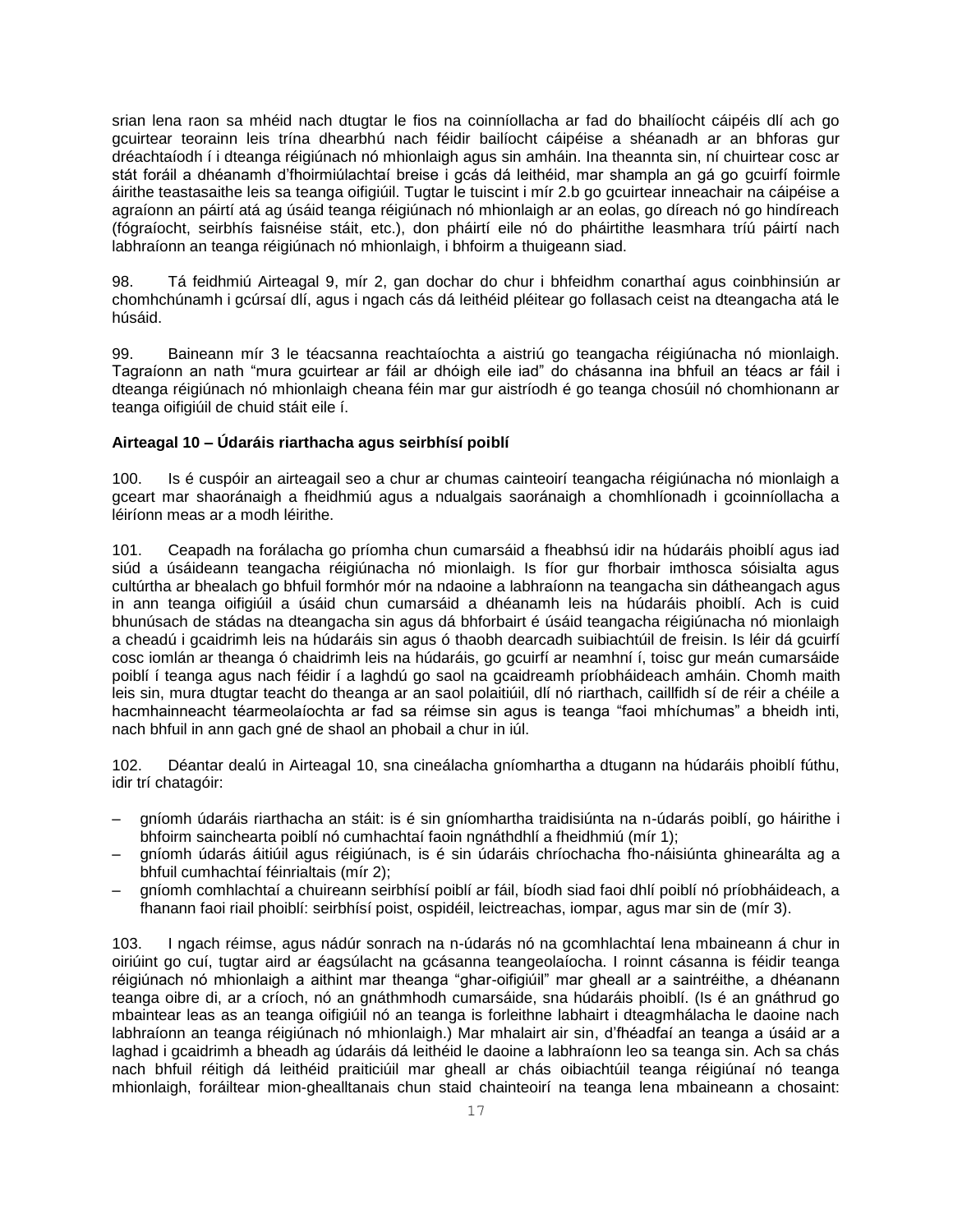srian lena raon sa mhéid nach dtugtar le fios na coinníollacha ar fad do bhailíocht cáipéis dlí ach go gcuirtear teorainn leis trína dhearbhú nach féidir bailíocht cáipéise a shéanadh ar an bhforas gur dréachtaíodh í i dteanga réigiúnach nó mhionlaigh agus sin amháin. Ina theannta sin, ní chuirtear cosc ar stát foráil a dhéanamh d'fhoirmiúlachtaí breise i gcás dá leithéid, mar shampla an gá go gcuirfí foirmle áirithe teastasaithe leis sa teanga oifigiúil. Tugtar le tuiscint i mír 2.b go gcuirtear inneachair na cáipéise a agraíonn an páirtí atá ag úsáid teanga réigiúnach nó mhionlaigh ar an eolas, go díreach nó go hindíreach (fógraíocht, seirbhís faisnéise stáit, etc.), don pháirtí eile nó do pháirtithe leasmhara tríú páirtí nach labhraíonn an teanga réigiúnach nó mhionlaigh, i bhfoirm a thuigeann siad.

98. Tá feidhmiú Airteagal 9, mír 2, gan dochar do chur i bhfeidhm conarthaí agus coinbhinsiún ar chomhchúnamh i gcúrsaí dlí, agus i ngach cás dá leithéid pléitear go follasach ceist na dteangacha atá le húsáid.

99. Baineann mír 3 le téacsanna reachtaíochta a aistriú go teangacha réigiúnacha nó mionlaigh. Tagraíonn an nath "mura gcuirtear ar fáil ar dhóigh eile iad" do chásanna ina bhfuil an téacs ar fáil i dteanga réigiúnach nó mhionlaigh cheana féin mar gur aistríodh é go teanga chosúil nó chomhionann ar teanga oifigiúil de chuid stáit eile í.

**Airteagal 10 – Údaráis riarthacha agus seirbhísí poiblí**

100. Is é cuspóir an airteagail seo a chur ar chumas cainteoirí teangacha réigiúnacha nó mionlaigh a gceart mar shaoránaigh a fheidhmiú agus a ndualgais saoránaigh a chomhlíonadh i gcoinníollacha a léiríonn meas ar a modh léirithe.

101. Ceapadh na forálacha go príomha chun cumarsáid a fheabhsú idir na húdaráis phoiblí agus iad siúd a úsáideann teangacha réigiúnacha nó mionlaigh. Is fíor gur fhorbair imthosca sóisialta agus cultúrtha ar bhealach go bhfuil formhór mór na ndaoine a labhraíonn na teangacha sin dátheangach agus in ann teanga oifigiúil a úsáid chun cumarsáid a dhéanamh leis na húdaráis phoiblí. Ach is cuid bhunúsach de stádas na dteangacha sin agus dá bhforbairt é úsáid teangacha réigiúnacha nó mionlaigh a cheadú i gcaidrimh leis na húdaráis sin agus ó thaobh dearcadh suibiachtúil de freisin. Is léir dá gcuirfí cosc iomlán ar theanga ó chaidrimh leis na húdaráis, go gcuirfí ar neamhní í, toisc gur meán cumarsáide poiblí í teanga agus nach féidir í a laghdú go saol na gcaidreamh príobháideach amháin. Chomh maith leis sin, mura dtugtar teacht do theanga ar an saol polaitiúil, dlí nó riarthach, caillfidh sí de réir a chéile a hacmhainneacht téarmeolaíochta ar fad sa réimse sin agus is teanga "faoi mhíchumas" a bheidh inti, nach bhfuil in ann gach gné de shaol an phobail a chur in iúl.

102. Déantar dealú in Airteagal 10, sna cineálacha gníomhartha a dtugann na húdaráis phoiblí fúthu, idir trí chatagóir:

– gníomh údaráis riarthacha an stáit: is é sin gníomhartha traidisiúnta na n-údarás poiblí, go háirithe i bhfoirm sainchearta poiblí nó cumhachtaí faoin ngnáthdhlí a fheidhmiú (mír 1);
– gníomh údarás áitiúil agus réigiúnach, is é sin údaráis chríochacha fho-náisiúnta ghinearálta ag a bhfuil cumhachtaí féinrialtais (mír 2);
– gníomh comhlachtaí a chuireann seirbhísí poiblí ar fáil, bíodh siad faoi dhlí poiblí nó príobháideach, a fhanann faoi riail phoiblí: seirbhísí poist, ospidéil, leictreachas, iompar, agus mar sin de (mír 3).

103. I ngach réimse, agus nádúr sonrach na n-údarás nó na gcomhlachtaí lena mbaineann á chur in oiriúint go cuí, tugtar aird ar éagsúlacht na gcásanna teangeolaíocha. I roinnt cásanna is féidir teanga réigiúnach nó mhionlaigh a aithint mar theanga "ghar-oifigiúil" mar gheall ar a saintréithe, a dhéanann teanga oibre di, ar a críoch, nó an gnáthmhodh cumarsáide, sna húdaráis phoiblí. (Is é an gnáthrud go mbaintear leas as an teanga oifigiúil nó an teanga is forleithne labhairt i dteagmhálacha le daoine nach labhraíonn an teanga réigiúnach nó mhionlaigh.) Mar mhalairt air sin, d'fhéadfaí an teanga a úsáid ar a laghad i gcaidrimh a bheadh ag údaráis dá leithéid le daoine a labhraíonn leo sa teanga sin. Ach sa chás nach bhfuil réitigh dá leithéid praiticiúil mar gheall ar chás oibiachtúil teanga réigiúnaí nó teanga mhionlaigh, foráiltear mion-ghealltanais chun staid chainteoirí na teanga lena mbaineann a chosaint: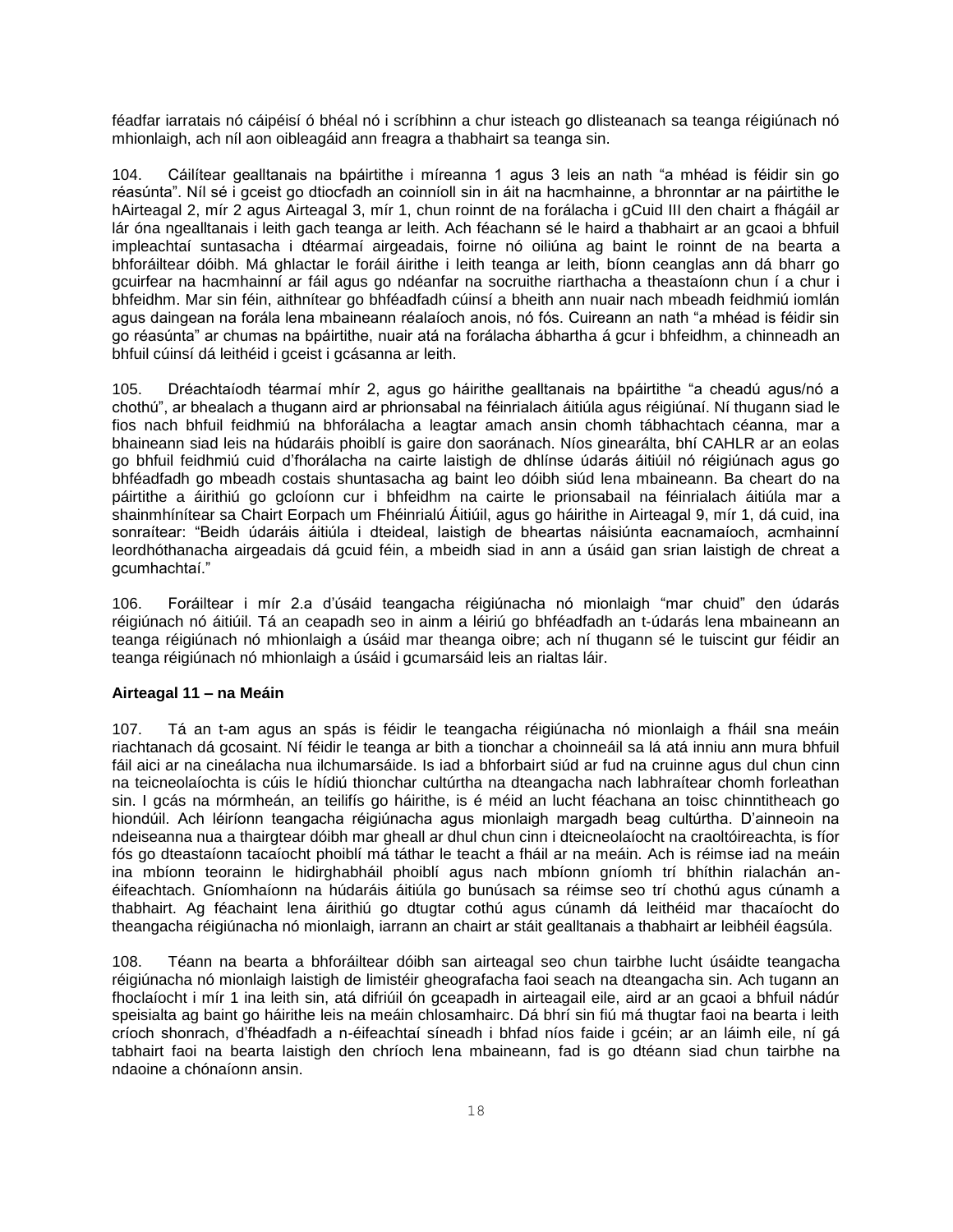féadfar iarratais nó cáipéisí ó bhéal nó i scríbhinn a chur isteach go dlisteanach sa teanga réigiúnach nó mhionlaigh, ach níl aon oibleagáid ann freagra a thabhairt sa teanga sin.

104. Cáilítear gealltanais na bpáirtithe i míreanna 1 agus 3 leis an nath "a mhéad is féidir sin go réasúnta". Níl sé i gceist go dtiocfadh an coinníoll sin in áit na hacmhainne, a bhronntar ar na páirtithe le hAirteagal 2, mír 2 agus Airteagal 3, mír 1, chun roinnt de na forálacha i gCuid III den chairt a fhágáil ar lár óna ngealltanais i leith gach teanga ar leith. Ach féachann sé le haird a thabhairt ar an gcaoi a bhfuil impleachtaí suntasacha i dtéarmaí airgeadais, foirne nó oiliúna ag baint le roinnt de na bearta a bhforáiltear dóibh. Má ghlactar le foráil áirithe i leith teanga ar leith, bíonn ceanglas ann dá bharr go gcuirfear na hacmhainní ar fáil agus go ndéanfar na socruithe riarthacha a theastaíonn chun í a chur i bhfeidhm. Mar sin féin, aithnítear go bhféadfadh cúinsí a bheith ann nuair nach mbeadh feidhmiú iomlán agus daingean na forála lena mbaineann réalaíoch anois, nó fós. Cuireann an nath "a mhéad is féidir sin go réasúnta" ar chumas na bpáirtithe, nuair atá na forálacha ábhartha á gcur i bhfeidhm, a chinneadh an bhfuil cúinsí dá leithéid i gceist i gcásanna ar leith.

105. Dréachtaíodh téarmaí mhír 2, agus go háirithe gealltanais na bpáirtithe "a cheadú agus/nó a chothú", ar bhealach a thugann aird ar phrionsabal na féinrialach áitiúla agus réigiúnaí. Ní thugann siad le fios nach bhfuil feidhmiú na bhforálacha a leagtar amach ansin chomh tábhachtach céanna, mar a bhaineann siad leis na húdaráis phoiblí is gaire don saoránach. Níos ginearálta, bhí CAHLR ar an eolas go bhfuil feidhmiú cuid d'fhorálacha na cairte laistigh de dhlínse údarás áitiúil nó réigiúnach agus go bhféadfadh go mbeadh costais shuntasacha ag baint leo dóibh siúd lena mbaineann. Ba cheart do na páirtithe a áirithiú go gcloíonn cur i bhfeidhm na cairte le prionsabail na féinrialach áitiúla mar a shainmhínítear sa Chairt Eorpach um Fhéinrialú Áitiúil, agus go háirithe in Airteagal 9, mír 1, dá cuid, ina sonraítear: "Beidh údaráis áitiúla i dteideal, laistigh de bheartas náisiúnta eacnamaíoch, acmhainní leordhóthanacha airgeadais dá gcuid féin, a mbeidh siad in ann a úsáid gan srian laistigh de chreat a gcumhachtaí."

106. Foráiltear i mír 2.a d'úsáid teangacha réigiúnacha nó mionlaigh "mar chuid" den údarás réigiúnach nó áitiúil. Tá an ceapadh seo in ainm a léiriú go bhféadfadh an t-údarás lena mbaineann an teanga réigiúnach nó mhionlaigh a úsáid mar theanga oibre; ach ní thugann sé le tuiscint gur féidir an teanga réigiúnach nó mhionlaigh a úsáid i gcumarsáid leis an rialtas láir.

**Airteagal 11 – na Meáin**

107. Tá an t-am agus an spás is féidir le teangacha réigiúnacha nó mionlaigh a fháil sna meáin riachtanach dá gcosaint. Ní féidir le teanga ar bith a tionchar a choinneáil sa lá atá inniu ann mura bhfuil fáil aici ar na cineálacha nua ilchumarsáide. Is iad a bhforbairt siúd ar fud na cruinne agus dul chun cinn na teicneolaíochta is cúis le hídiú thionchar cultúrtha na dteangacha nach labhraítear chomh forleathan sin. I gcás na mórmheán, an teilifís go háirithe, is é méid an lucht féachana an toisc chinntitheach go hiondúil. Ach léiríonn teangacha réigiúnacha agus mionlaigh margadh beag cultúrtha. D'ainneoin na ndeiseanna nua a thairgtear dóibh mar gheall ar dhul chun cinn i dteicneolaíocht na craoltóireachta, is fíor fós go dteastaíonn tacaíocht phoiblí má táthar le teacht a fháil ar na meáin. Ach is réimse iad na meáin ina mbíonn teorainn le hidirghabháil phoiblí agus nach mbíonn gníomh trí bhíthin rialachán an-éifeachtach. Gníomhaíonn na húdaráis áitiúla go bunúsach sa réimse seo trí chothú agus cúnamh a thabhairt. Ag féachaint lena áirithiú go dtugtar cothú agus cúnamh dá leithéid mar thacaíocht do theangacha réigiúnacha nó mionlaigh, iarrann an chairt ar stáit gealltanais a thabhairt ar leibhéil éagsúla.

108. Téann na bearta a bhforáiltear dóibh san airteagal seo chun tairbhe lucht úsáidte teangacha réigiúnacha nó mionlaigh laistigh de limistéir gheografacha faoi seach na dteangacha sin. Ach tugann an fhoclaíocht i mír 1 ina leith sin, atá difriúil ón gceapadh in airteagail eile, aird ar an gcaoi a bhfuil nádúr speisialta ag baint go háirithe leis na meáin chlosamhairc. Dá bhrí sin fiú má thugtar faoi na bearta i leith críoch shonrach, d'fhéadfadh a n-éifeachtaí síneadh i bhfad níos faide i gcéin; ar an láimh eile, ní gá tabhairt faoi na bearta laistigh den chríoch lena mbaineann, fad is go dtéann siad chun tairbhe na ndaoine a chónaíonn ansin.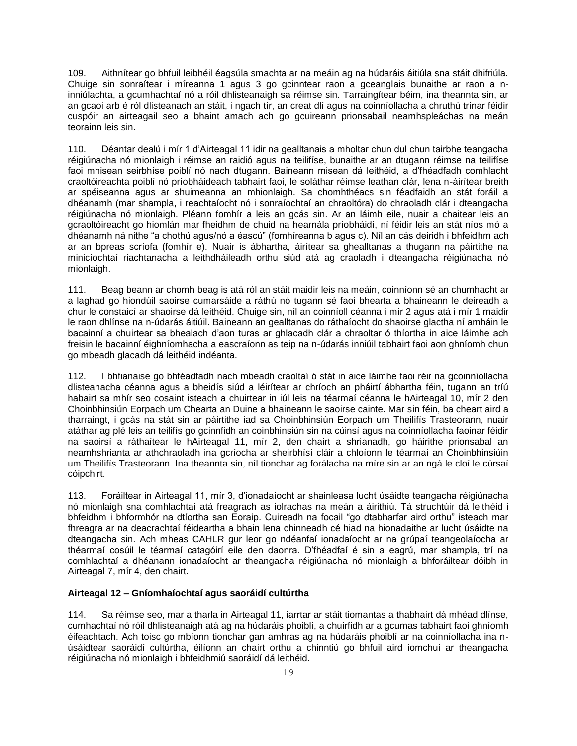109. Aithnítear go bhfuil leibhéil éagsúla smachta ar na meáin ag na húdaráis áitiúla sna stáit dhifriúla. Chuige sin sonraítear i míreanna 1 agus 3 go gcinntear raon a gceanglais bunaithe ar raon a n-inniúlachta, a gcumhachtaí nó a róil dhlisteanaigh sa réimse sin. Tarraingítear béim, ina theannta sin, ar an gcaoi arb é ról dlisteanach an stáit, i ngach tír, an creat dlí agus na coinníollacha a chruthú trínar féidir cuspóir an airteagail seo a bhaint amach ach go gcuireann prionsabail neamhspleáchas na meán teorainn leis sin.

110. Déantar dealú i mír 1 d'Airteagal 11 idir na gealltanais a mholtar chun dul chun tairbhe teangacha réigiúnacha nó mionlaigh i réimse an raidió agus na teilifíse, bunaithe ar an dtugann réimse na teilifíse faoi mhisean seirbhíse poiblí nó nach dtugann. Baineann misean dá leithéid, a d'fhéadfadh comhlacht craoltóireachta poiblí nó príobháideach tabhairt faoi, le soláthar réimse leathan clár, lena n-áirítear breith ar spéiseanna agus ar shuimeanna an mhionlaigh. Sa chomhthéacs sin féadfaidh an stát foráil a dhéanamh (mar shampla, i reachtaíocht nó i sonraíochtaí an chraoltóra) do chraoladh clár i dteangacha réigiúnacha nó mionlaigh. Pléann fomhír a leis an gcás sin. Ar an láimh eile, nuair a chaitear leis an gcraoltóireacht go hiomlán mar fheidhm de chuid na hearnála príobháidí, ní féidir leis an stát níos mó a dhéanamh ná nithe "a chothú agus/nó a éascú" (fomhíreanna b agus c). Níl an cás deiridh i bhfeidhm ach ar an bpreas scríofa (fomhír e). Nuair is ábhartha, áirítear sa ghealltanas a thugann na páirtithe na minicíochtaí riachtanacha a leithdháileadh orthu siúd atá ag craoladh i dteangacha réigiúnacha nó mionlaigh.

111. Beag beann ar chomh beag is atá ról an stáit maidir leis na meáin, coinníonn sé an chumhacht ar a laghad go hiondúil saoirse cumarsáide a ráthú nó tugann sé faoi bhearta a bhaineann le deireadh a chur le constaicí ar shaoirse dá leithéid. Chuige sin, níl an coinníoll céanna i mír 2 agus atá i mír 1 maidir le raon dhlínse na n-údarás áitiúil. Baineann an gealltanas do ráthaíocht do shaoirse glactha ní amháin le bacainní a chuirtear sa bhealach d'aon turas ar ghlacadh clár a chraoltar ó thíortha in aice láimhe ach freisin le bacainní éighníomhacha a eascraíonn as teip na n-údarás inniúil tabhairt faoi aon ghníomh chun go mbeadh glacadh dá leithéid indéanta.

112. I bhfianaise go bhféadfadh nach mbeadh craoltaí ó stát in aice láimhe faoi réir na gcoinníollacha dlisteanacha céanna agus a bheidís siúd a léirítear ar chríoch an pháirtí ábhartha féin, tugann an tríú habairt sa mhír seo cosaint isteach a chuirtear in iúl leis na téarmaí céanna le hAirteagal 10, mír 2 den Choinbhinsiún Eorpach um Chearta an Duine a bhaineann le saoirse cainte. Mar sin féin, ba cheart aird a tharraingt, i gcás na stát sin ar páirtithe iad sa Choinbhinsiún Eorpach um Theilifís Trasteorann, nuair atáthar ag plé leis an teilifís go gcinnfidh an coinbhinsiún sin na cúinsí agus na coinníollacha faoinar féidir na saoirsí a ráthaítear le hAirteagal 11, mír 2, den chairt a shrianadh, go háirithe prionsabal an neamhshrianta ar athchraoladh ina gcríocha ar sheirbhísí cláir a chloíonn le téarmaí an Choinbhinsiúin um Theilifís Trasteorann. Ina theannta sin, níl tionchar ag forálacha na míre sin ar an ngá le cloí le cúrsaí cóipchirt.

113. Foráiltear in Airteagal 11, mír 3, d'ionadaíocht ar shainleasa lucht úsáidte teangacha réigiúnacha nó mionlaigh sna comhlachtaí atá freagrach as iolrachas na meán a áirithiú. Tá struchtúir dá leithéid i bhfeidhm i bhformhór na dtíortha san Eoraip. Cuireadh na focail "go dtabharfar aird orthu" isteach mar fhreagra ar na deacrachtaí féideartha a bhain lena chinneadh cé hiad na hionadaithe ar lucht úsáidte na dteangacha sin. Ach mheas CAHLR gur leor go ndéanfaí ionadaíocht ar na grúpaí teangeolaíocha ar théarmaí cosúil le téarmaí catagóirí eile den daonra. D'fhéadfaí é sin a eagrú, mar shampla, trí na comhlachtaí a dhéanann ionadaíocht ar theangacha réigiúnacha nó mionlaigh a bhforáiltear dóibh in Airteagal 7, mír 4, den chairt.

**Airteagal 12 – Gníomhaíochtaí agus saoráidí cultúrtha**

114. Sa réimse seo, mar a tharla in Airteagal 11, iarrtar ar stáit tiomantas a thabhairt dá mhéad dlínse, cumhachtaí nó róil dhlisteanaigh atá ag na húdaráis phoiblí, a chuirfidh ar a gcumas tabhairt faoi ghníomh éifeachtach. Ach toisc go mbíonn tionchar gan amhras ag na húdaráis phoiblí ar na coinníollacha ina n-úsáidtear saoráidí cultúrtha, éilíonn an chairt orthu a chinntiú go bhfuil aird iomchuí ar theangacha réigiúnacha nó mionlaigh i bhfeidhmiú saoráidí dá leithéid.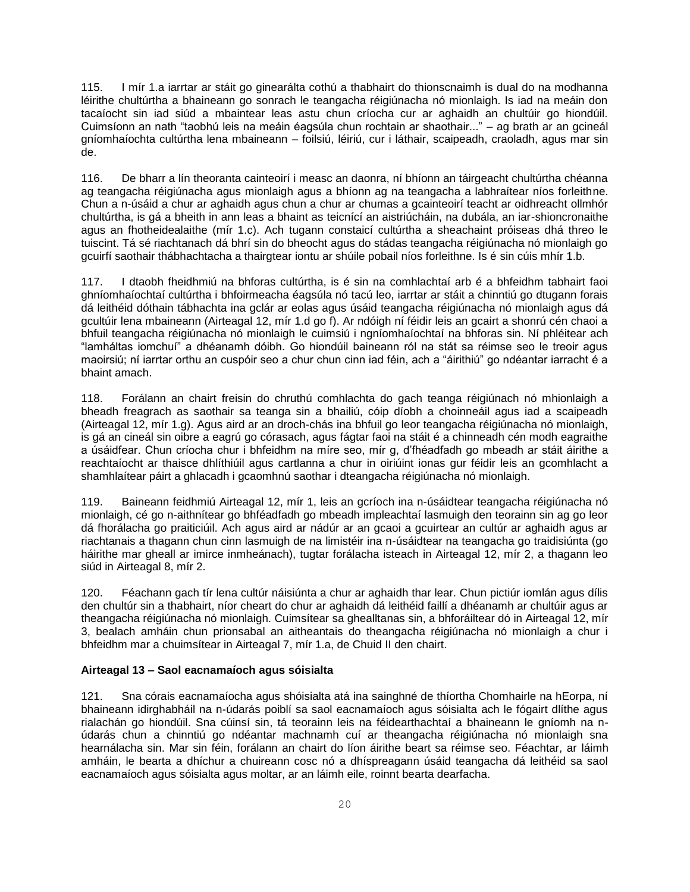115. I mír 1.a iarrtar ar stáit go ginearálta cothú a thabhairt do thionscnaimh is dual do na modhanna léirithe chultúrtha a bhaineann go sonrach le teangacha réigiúnacha nó mionlaigh. Is iad na meáin don tacaíocht sin iad siúd a mbaintear leas astu chun críocha cur ar aghaidh an chultúir go hiondúil. Cuimsíonn an nath "taobhú leis na meáin éagsúla chun rochtain ar shaothair..." – ag brath ar an gcineál gníomhaíochta cultúrtha lena mbaineann – foilsiú, léiriú, cur i láthair, scaipeadh, craoladh, agus mar sin de.

116. De bharr a lín theoranta cainteoirí i measc an daonra, ní bhíonn an táirgeacht chultúrtha chéanna ag teangacha réigiúnacha agus mionlaigh agus a bhíonn ag na teangacha a labhraítear níos forleithne. Chun a n-úsáid a chur ar aghaidh agus chun a chur ar chumas a gcainteoirí teacht ar oidhreacht ollmhór chultúrtha, is gá a bheith in ann leas a bhaint as teicnící an aistriúcháin, na dubála, an iar-shioncronaithe agus an fhotheidealaithe (mír 1.c). Ach tugann constaicí cultúrtha a sheachaint próiseas dhá threo le tuiscint. Tá sé riachtanach dá bhrí sin do bheocht agus do stádas teangacha réigiúnacha nó mionlaigh go gcuirfí saothair thábhachtacha a thairgtear iontu ar shúile pobail níos forleithne. Is é sin cúis mhír 1.b.

117. I dtaobh fheidhmiú na bhforas cultúrtha, is é sin na comhlachtaí arb é a bhfeidhm tabhairt faoi ghníomhaíochtaí cultúrtha i bhfoirmeacha éagsúla nó tacú leo, iarrtar ar stáit a chinntiú go dtugann forais dá leithéid dóthain tábhachta ina gclár ar eolas agus úsáid teangacha réigiúnacha nó mionlaigh agus dá gcultúir lena mbaineann (Airteagal 12, mír 1.d go f). Ar ndóigh ní féidir leis an gcairt a shonrú cén chaoi a bhfuil teangacha réigiúnacha nó mionlaigh le cuimsiú i ngníomhaíochtaí na bhforas sin. Ní phléitear ach "lamháltas iomchuí" a dhéanamh dóibh. Go hiondúil baineann ról na stát sa réimse seo le treoir agus maoirsiú; ní iarrtar orthu an cuspóir seo a chur chun cinn iad féin, ach a "áirithiú" go ndéantar iarracht é a bhaint amach.

118. Forálann an chairt freisin do chruthú comhlachta do gach teanga réigiúnach nó mhionlaigh a bheadh freagrach as saothair sa teanga sin a bhailiú, cóip díobh a choinneáil agus iad a scaipeadh (Airteagal 12, mír 1.g). Agus aird ar an droch-chás ina bhfuil go leor teangacha réigiúnacha nó mionlaigh, is gá an cineál sin oibre a eagrú go córasach, agus fágtar faoi na stáit é a chinneadh cén modh eagraithe a úsáidfear. Chun críocha chur i bhfeidhm na míre seo, mír g, d'fhéadfadh go mbeadh ar stáit áirithe a reachtaíocht ar thaisce dhlíthiúil agus cartlanna a chur in oiriúint ionas gur féidir leis an gcomhlacht a shamhlaítear páirt a ghlacadh i gcaomhnú saothar i dteangacha réigiúnacha nó mionlaigh.

119. Baineann feidhmiú Airteagal 12, mír 1, leis an gcríoch ina n-úsáidtear teangacha réigiúnacha nó mionlaigh, cé go n-aithnítear go bhféadfadh go mbeadh impleachtaí lasmuigh den teorainn sin ag go leor dá fhorálacha go praiticiúil. Ach agus aird ar nádúr ar an gcaoi a gcuirtear an cultúr ar aghaidh agus ar riachtanais a thagann chun cinn lasmuigh de na limistéir ina n-úsáidtear na teangacha go traidisiúnta (go háirithe mar gheall ar imirce inmheánach), tugtar forálacha isteach in Airteagal 12, mír 2, a thagann leo siúd in Airteagal 8, mír 2.

120. Féachann gach tír lena cultúr náisiúnta a chur ar aghaidh thar lear. Chun pictiúr iomlán agus dílis den chultúr sin a thabhairt, níor cheart do chur ar aghaidh dá leithéid faillí a dhéanamh ar chultúir agus ar theangacha réigiúnacha nó mionlaigh. Cuimsítear sa ghealltanas sin, a bhforáiltear dó in Airteagal 12, mír 3, bealach amháin chun prionsabal an aitheantais do theangacha réigiúnacha nó mionlaigh a chur i bhfeidhm mar a chuimsítear in Airteagal 7, mír 1.a, de Chuid II den chairt.

**Airteagal 13 – Saol eacnamaíoch agus sóisialta**

121. Sna córais eacnamaíocha agus shóisialta atá ina sainghné de thíortha Chomhairle na hEorpa, ní bhaineann idirghabháil na n-údarás poiblí sa saol eacnamaíoch agus sóisialta ach le fógairt dlíthe agus rialachán go hiondúil. Sna cúinsí sin, tá teorainn leis na féidearthachtaí a bhaineann le gníomh na n-údarás chun a chinntiú go ndéantar machnamh cuí ar theangacha réigiúnacha nó mionlaigh sna hearnálacha sin. Mar sin féin, forálann an chairt do líon áirithe beart sa réimse seo. Féachtar, ar láimh amháin, le bearta a dhíchur a chuireann cosc nó a dhíspreagann úsáid teangacha dá leithéid sa saol eacnamaíoch agus sóisialta agus moltar, ar an láimh eile, roinnt bearta dearfacha.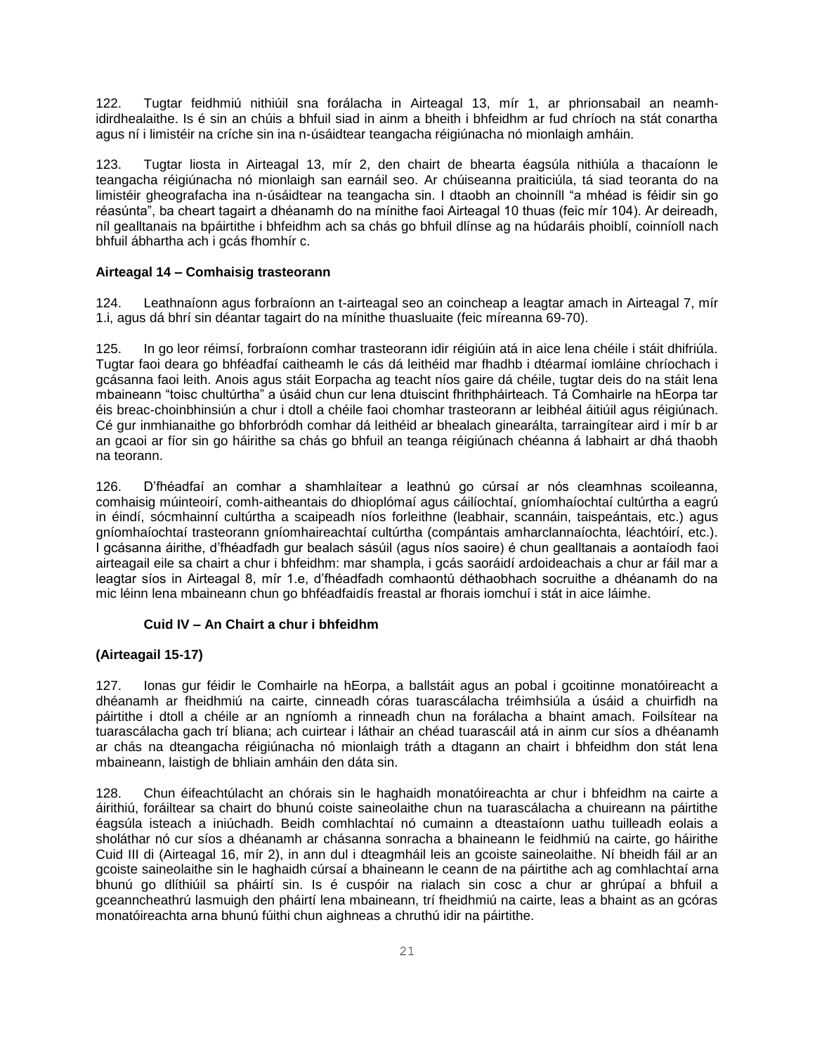122. Tugtar feidhmiú nithiúil sna forálacha in Airteagal 13, mír 1, ar phrionsabail an neamh-idirdhealaithe. Is é sin an chúis a bhfuil siad in ainm a bheith i bhfeidhm ar fud chríoch na stát conartha agus ní i limistéir na críche sin ina n-úsáidtear teangacha réigiúnacha nó mionlaigh amháin.

123. Tugtar liosta in Airteagal 13, mír 2, den chairt de bhearta éagsúla nithiúla a thacaíonn le teangacha réigiúnacha nó mionlaigh san earnáil seo. Ar chúiseanna praiticiúla, tá siad teoranta do na limistéir gheografacha ina n-úsáidtear na teangacha sin. I dtaobh an choinnill "a mhéad is féidir sin go réasúnta", ba cheart tagairt a dhéanamh do na mínithe faoi Airteagal 10 thuas (feic mír 104). Ar deireadh, níl gealltanais na bpáirtithe i bhfeidhm ach sa chás go bhfuil dlínse ag na húdaráis phoiblí, coinníoll nach bhfuil ábhartha ach i gcás fhomhír c.

**Airteagal 14 – Comhaisig trasteorann**

124. Leathnaíonn agus forbraíonn an t-airteagal seo an coincheap a leagtar amach in Airteagal 7, mír 1.i, agus dá bhrí sin déantar tagairt do na mínithe thuasluaite (feic míreanna 69-70).

125. In go leor réimsí, forbraíonn comhar trasteorann idir réigiúin atá in aice lena chéile i stáit dhifriúla. Tugtar faoi deara go bhféadfaí caitheamh le cás dá leithéid mar fhadhb i dtéarmaí iomláine chríochach i gcásanna faoi leith. Anois agus stáit Eorpacha ag teacht níos gaire dá chéile, tugtar deis do na stáit lena mbaineann "toisc chultúrtha" a úsáid chun cur lena dtuiscint fhrithpháirteach. Tá Comhairle na hEorpa tar éis breac-choinbhinsiún a chur i dtoll a chéile faoi chomhar trasteorann ar leibhéal áitiúil agus réigiúnach. Cé gur inmhianaithe go bhforbródh comhar dá leithéid ar bhealach ginearálta, tarraingítear aird i mír b ar an gcaoi ar fíor sin go háirithe sa chás go bhfuil an teanga réigiúnach chéanna á labhairt ar dhá thaobh na teorann.

126. D'fhéadfaí an comhar a shamhlaítear a leathnú go cúrsaí ar nós cleamhnas scoileanna, comhaisig múinteoirí, comh-aitheantais do dhioplómaí agus cáilíochtaí, gníomhaíochtaí cultúrtha a eagrú in éindí, sócmhainní cultúrtha a scaipeadh níos forleithne (leabhair, scannáin, taispeántais, etc.) agus gníomhaíochtaí trasteorann gníomhaireachtaí cultúrtha (compántais amharclannaíochta, léachtóirí, etc.). I gcásanna áirithe, d'fhéadfadh gur bealach sásúil (agus níos saoire) é chun gealltanais a aontaíodh faoi airteagail eile sa chairt a chur i bhfeidhm: mar shampla, i gcás saoráidí ardoideachais a chur ar fáil mar a leagtar síos in Airteagal 8, mír 1.e, d'fhéadfadh comhaontú déthaobhach socruithe a dhéanamh do na mic léinn lena mbaineann chun go bhféadfaidís freastal ar fhorais iomchuí i stát in aice láimhe.

**Cuid IV – An Chairt a chur i bhfeidhm**

**(Airteagail 15-17)**

127. Ionas gur féidir le Comhairle na hEorpa, a ballstáit agus an pobal i gcoitinne monatóireacht a dhéanamh ar fheidhmiú na cairte, cinneadh córas tuarascálacha tréimhsiúla a úsáid a chuirfidh na páirtithe i dtoll a chéile ar an ngníomh a rinneadh chun na forálacha a bhaint amach. Foilsítear na tuarascálacha gach trí bliana; ach cuirtear i láthair an chéad tuarascáil atá in ainm cur síos a dhéanamh ar chás na dteangacha réigiúnacha nó mionlaigh tráth a dtagann an chairt i bhfeidhm don stát lena mbaineann, laistigh de bhliain amháin den dáta sin.

128. Chun éifeachtúlacht an chórais sin le haghaidh monatóireachta ar chur i bhfeidhm na cairte a áirithiú, foráiltear sa chairt do bhunú coiste saineolaithe chun na tuarascálacha a chuireann na páirtithe éagsúla isteach a iniúchadh. Beidh comhlachtaí nó cumainn a dteastaíonn uathu tuilleadh eolais a sholáthar nó cur síos a dhéanamh ar chásanna sonracha a bhaineann le feidhmiú na cairte, go háirithe Cuid III di (Airteagal 16, mír 2), in ann dul i dteagmháil leis an gcoiste saineolaithe. Ní bheidh fáil ar an gcoiste saineolaithe sin le haghaidh cúrsaí a bhaineann le ceann de na páirtithe ach ag comhlachtaí arna bhunú go dlíthiúil sa pháirtí sin. Is é cuspóir na rialach sin cosc a chur ar ghrúpaí a bhfuil a gceanncheathrú lasmuigh den pháirtí lena mbaineann, trí fheidhmiú na cairte, leas a bhaint as an gcóras monatóireachta arna bhunú fúithi chun aighneas a chruthú idir na páirtithe.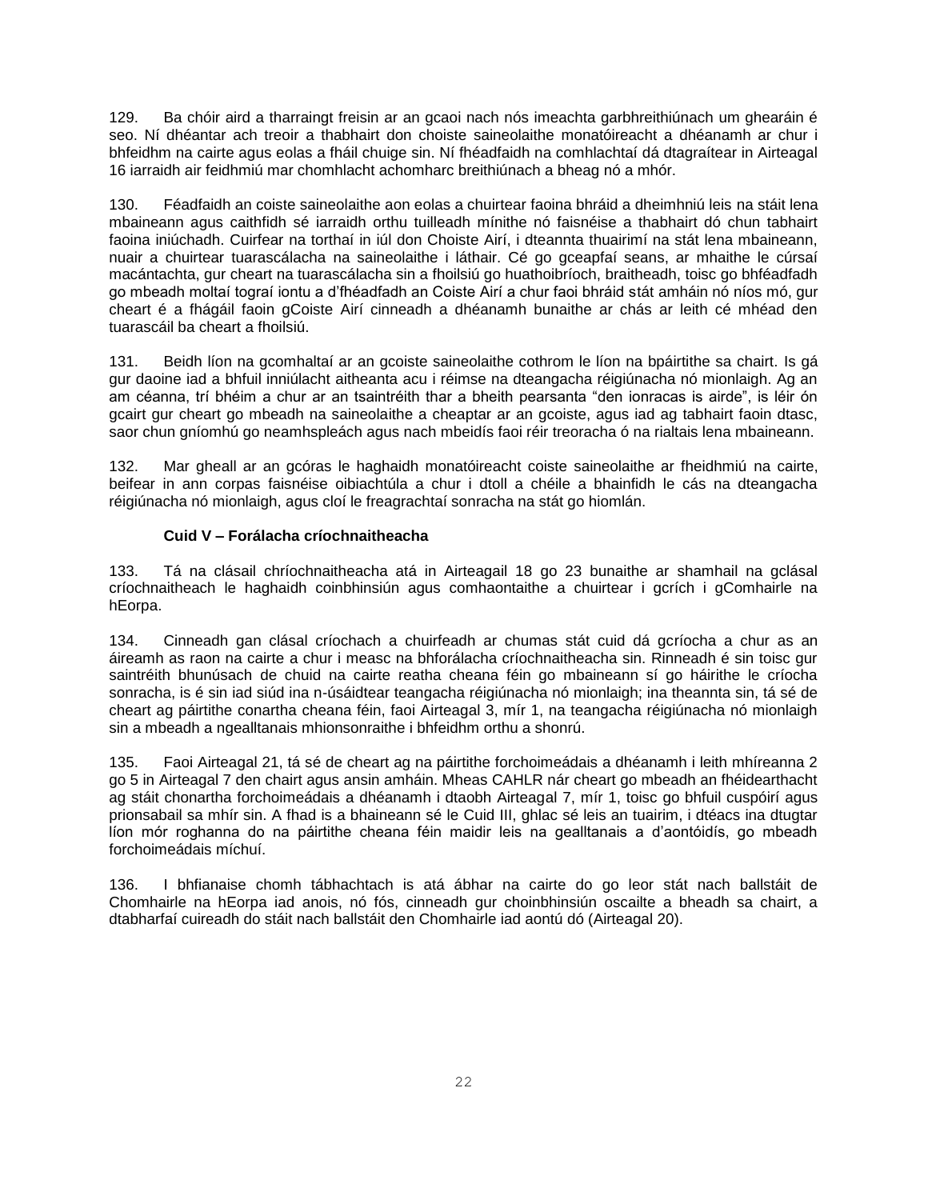129. Ba chóir aird a tharraingt freisin ar an gcaoi nach nós imeachta garbhreithiúnach um ghearáin é seo. Ní dhéantar ach treoir a thabhairt don choiste saineolaithe monatóireacht a dhéanamh ar chur i bhfeidhm na cairte agus eolas a fháil chuige sin. Ní fhéadfaidh na comhlachtaí dá dtagraítear in Airteagal 16 iarraidh air feidhmiú mar chomhlacht achomharc breithiúnach a bheag nó a mhór.

130. Féadfaidh an coiste saineolaithe aon eolas a chuirtear faoina bhráid a dheimhniú leis na stáit lena mbaineann agus caithfidh sé iarraidh orthu tuilleadh mínithe nó faisnéise a thabhairt dó chun tabhairt faoina iniúchadh. Cuirfear na torthaí in iúl don Choiste Airí, i dteannta thuairimí na stát lena mbaineann, nuair a chuirtear tuarascálacha na saineolaithe i láthair. Cé go gceapfaí seans, ar mhaithe le cúrsaí macántachta, gur cheart na tuarascálacha sin a fhoilsiú go huathoibríoch, braitheadh, toisc go bhféadfadh go mbeadh moltaí tograí iontu a d'fhéadfadh an Coiste Airí a chur faoi bhráid stát amháin nó níos mó, gur cheart é a fhágáil faoin gCoiste Airí cinneadh a dhéanamh bunaithe ar chás ar leith cé mhéad den tuarascáil ba cheart a fhoilsiú.

131. Beidh líon na gcomhaltaí ar an gcoiste saineolaithe cothrom le líon na bpáirtithe sa chairt. Is gá gur daoine iad a bhfuil inniúlacht aitheanta acu i réimse na dteangacha réigiúnacha nó mionlaigh. Ag an am céanna, trí bhéim a chur ar an tsaintréith thar a bheith pearsanta "den ionracas is airde", is léir ón gcairt gur cheart go mbeadh na saineolaithe a cheaptar ar an gcoiste, agus iad ag tabhairt faoin dtasc, saor chun gníomhú go neamhspleách agus nach mbeidís faoi réir treoracha ó na rialtais lena mbaineann.

132. Mar gheall ar an gcóras le haghaidh monatóireacht coiste saineolaithe ar fheidhmiú na cairte, beifear in ann corpas faisnéise oibiachtúla a chur i dtoll a chéile a bhainfidh le cás na dteangacha réigiúnacha nó mionlaigh, agus cloí le freagrachtaí sonracha na stát go hiomlán.

**Cuid V – Forálacha críochnaitheacha**

133. Tá na clásail chríochnaitheacha atá in Airteagail 18 go 23 bunaithe ar shamhail na gclásal críochnaitheach le haghaidh coinbhinsiún agus comhaontaithe a chuirtear i gcrích i gComhairle na hEorpa.

134. Cinneadh gan clásal críochach a chuirfeadh ar chumas stát cuid dá gcríocha a chur as an áireamh as raon na cairte a chur i measc na bhforálacha críochnaitheacha sin. Rinneadh é sin toisc gur saintréith bhunúsach de chuid na cairte reatha cheana féin go mbaineann sí go háirithe le críocha sonracha, is é sin iad siúd ina n-úsáidtear teangacha réigiúnacha nó mionlaigh; ina theannta sin, tá sé de cheart ag páirtithe conartha cheana féin, faoi Airteagal 3, mír 1, na teangacha réigiúnacha nó mionlaigh sin a mbeadh a ngealltanais mhionsonraithe i bhfeidhm orthu a shonrú.

135. Faoi Airteagal 21, tá sé de cheart ag na páirtithe forchoimeádais a dhéanamh i leith mhíreanna 2 go 5 in Airteagal 7 den chairt agus ansin amháin. Mheas CAHLR nár cheart go mbeadh an fhéidearthacht ag stáit chonartha forchoimeádais a dhéanamh i dtaobh Airteagal 7, mír 1, toisc go bhfuil cuspóirí agus prionsabail sa mhír sin. A fhad is a bhaineann sé le Cuid III, ghlac sé leis an tuairim, i dtéacs ina dtugtar líon mór roghanna do na páirtithe cheana féin maidir leis na gealltanais a d'aontóidís, go mbeadh forchoimeádais míchuí.

136. I bhfianaise chomh tábhachtach is atá ábhar na cairte do go leor stát nach ballstáit de Chomhairle na hEorpa iad anois, nó fós, cinneadh gur choinbhinsiún oscailte a bheadh sa chairt, a dtabharfaí cuireadh do stáit nach ballstáit den Chomhairle iad aontú dó (Airteagal 20).